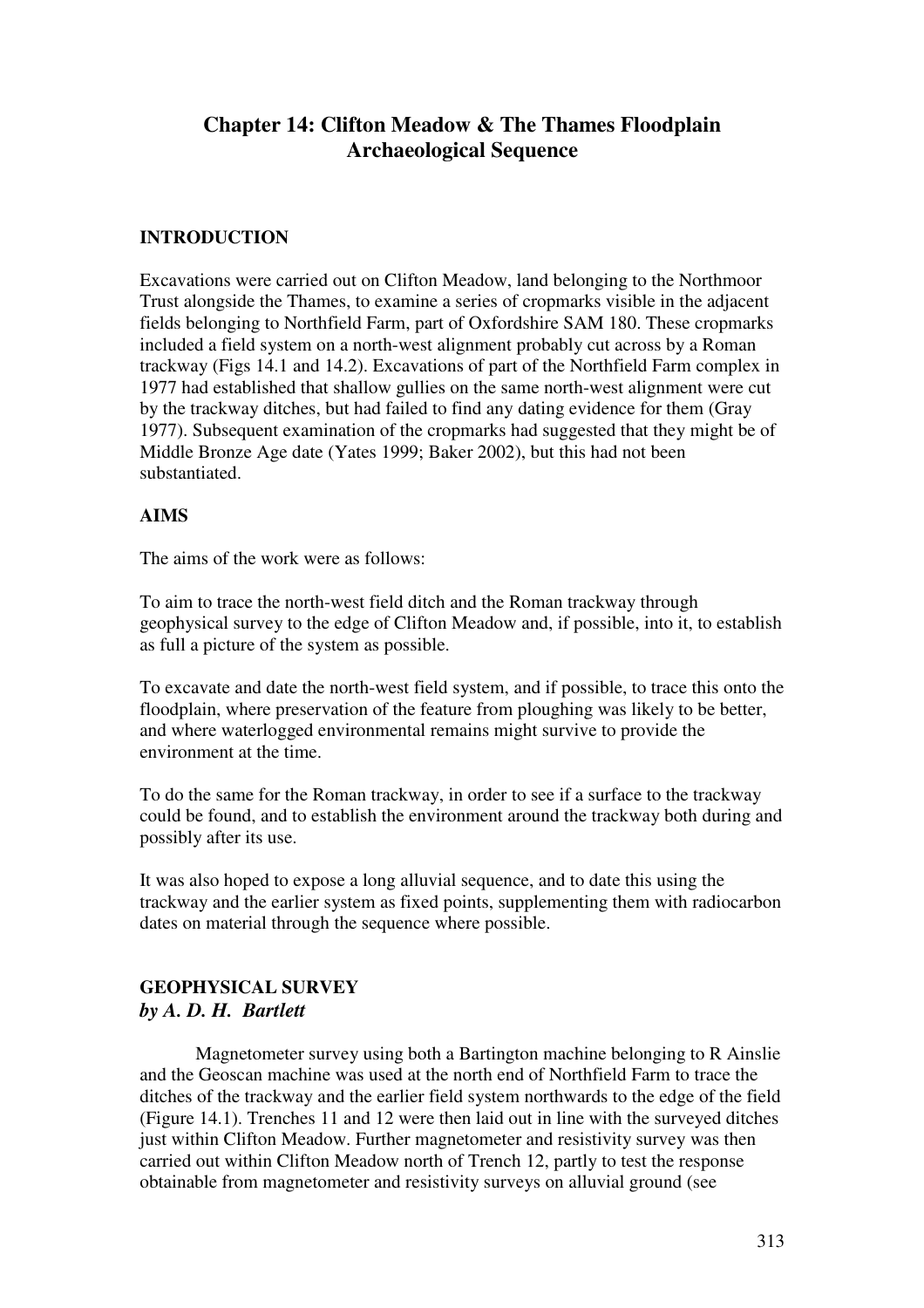# Chapter 14: Clifton Meadow & The Thames Floodplain Archaeological Sequence

## INTRODUCTION

Excavations were carried out on Clifton Meadow, land belonging to the Northmoor Trust alongside the Thames, to examine a series of cropmarks visible in the adjacent fields belonging to Northfield Farm, part of Oxfordshire SAM 180. These cropmarks included a field system on a north-west alignment probably cut across by a Roman trackway (Figs 14.1 and 14.2). Excavations of part of the Northfield Farm complex in 1977 had established that shallow gullies on the same north-west alignment were cut by the trackway ditches, but had failed to find any dating evidence for them (Gray 1977). Subsequent examination of the cropmarks had suggested that they might be of Middle Bronze Age date (Yates 1999; Baker 2002), but this had not been substantiated.

## AIMS

The aims of the work were as follows:

To aim to trace the north-west field ditch and the Roman trackway through geophysical survey to the edge of Clifton Meadow and, if possible, into it, to establish as full a picture of the system as possible.

To excavate and date the north-west field system, and if possible, to trace this onto the floodplain, where preservation of the feature from ploughing was likely to be better, and where waterlogged environmental remains might survive to provide the environment at the time.

To do the same for the Roman trackway, in order to see if a surface to the trackway could be found, and to establish the environment around the trackway both during and possibly after its use.

It was also hoped to expose a long alluvial sequence, and to date this using the trackway and the earlier system as fixed points, supplementing them with radiocarbon dates on material through the sequence where possible.

## GEOPHYSICAL SURVEY
***by A. D. H. Bartlett***

Magnetometer survey using both a Bartington machine belonging to R Ainslie and the Geoscan machine was used at the north end of Northfield Farm to trace the ditches of the trackway and the earlier field system northwards to the edge of the field (Figure 14.1). Trenches 11 and 12 were then laid out in line with the surveyed ditches just within Clifton Meadow. Further magnetometer and resistivity survey was then carried out within Clifton Meadow north of Trench 12, partly to test the response obtainable from magnetometer and resistivity surveys on alluvial ground (see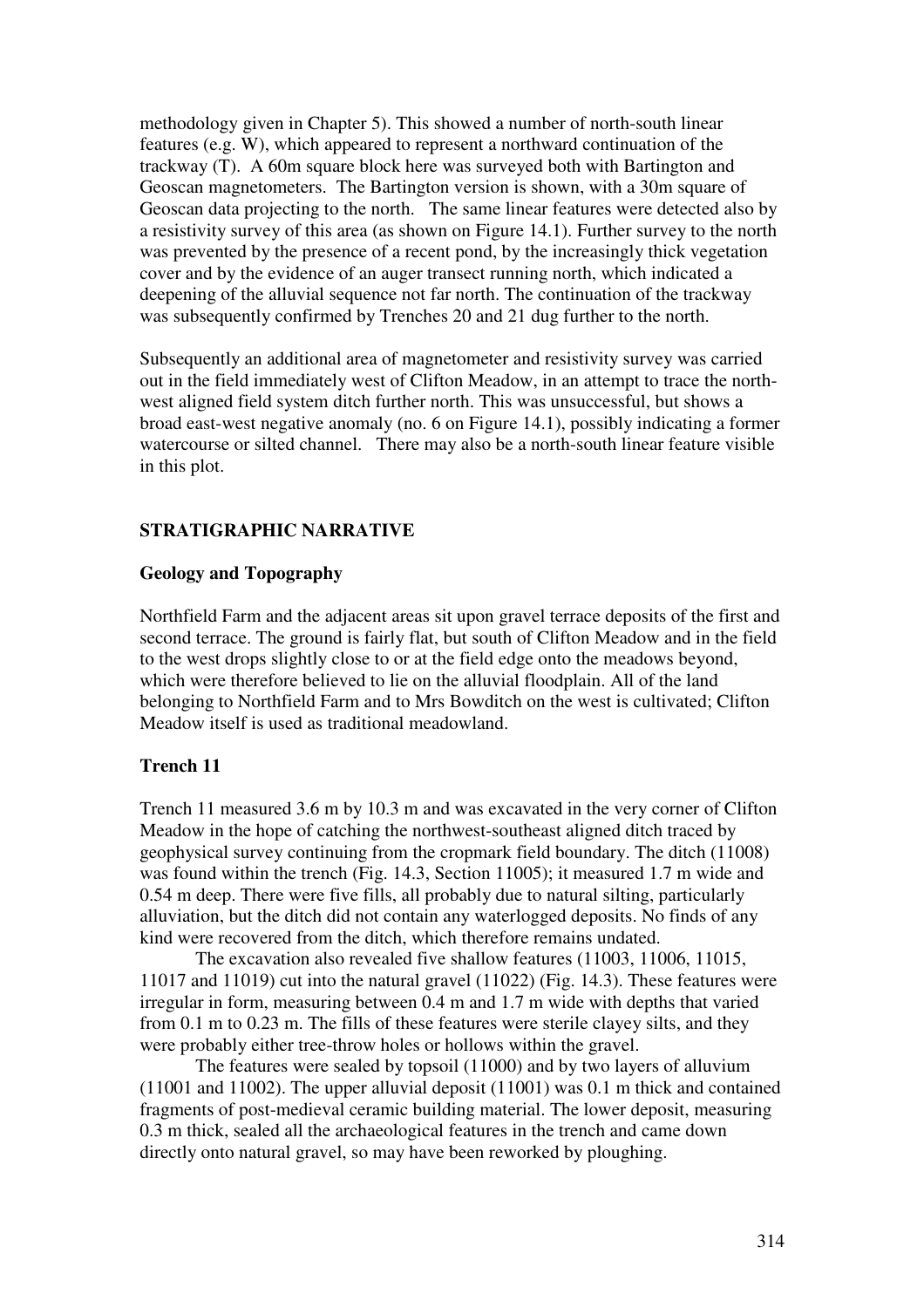methodology given in Chapter 5). This showed a number of north-south linear features (e.g. W), which appeared to represent a northward continuation of the trackway (T). A 60m square block here was surveyed both with Bartington and Geoscan magnetometers. The Bartington version is shown, with a 30m square of Geoscan data projecting to the north. The same linear features were detected also by a resistivity survey of this area (as shown on Figure 14.1). Further survey to the north was prevented by the presence of a recent pond, by the increasingly thick vegetation cover and by the evidence of an auger transect running north, which indicated a deepening of the alluvial sequence not far north. The continuation of the trackway was subsequently confirmed by Trenches 20 and 21 dug further to the north.

Subsequently an additional area of magnetometer and resistivity survey was carried out in the field immediately west of Clifton Meadow, in an attempt to trace the north-west aligned field system ditch further north. This was unsuccessful, but shows a broad east-west negative anomaly (no. 6 on Figure 14.1), possibly indicating a former watercourse or silted channel. There may also be a north-south linear feature visible in this plot.

## STRATIGRAPHIC NARRATIVE

### Geology and Topography

Northfield Farm and the adjacent areas sit upon gravel terrace deposits of the first and second terrace. The ground is fairly flat, but south of Clifton Meadow and in the field to the west drops slightly close to or at the field edge onto the meadows beyond, which were therefore believed to lie on the alluvial floodplain. All of the land belonging to Northfield Farm and to Mrs Bowditch on the west is cultivated; Clifton Meadow itself is used as traditional meadowland.

### Trench 11

Trench 11 measured 3.6 m by 10.3 m and was excavated in the very corner of Clifton Meadow in the hope of catching the northwest-southeast aligned ditch traced by geophysical survey continuing from the cropmark field boundary. The ditch (11008) was found within the trench (Fig. 14.3, Section 11005); it measured 1.7 m wide and 0.54 m deep. There were five fills, all probably due to natural silting, particularly alluviation, but the ditch did not contain any waterlogged deposits. No finds of any kind were recovered from the ditch, which therefore remains undated.

The excavation also revealed five shallow features (11003, 11006, 11015, 11017 and 11019) cut into the natural gravel (11022) (Fig. 14.3). These features were irregular in form, measuring between 0.4 m and 1.7 m wide with depths that varied from 0.1 m to 0.23 m. The fills of these features were sterile clayey silts, and they were probably either tree-throw holes or hollows within the gravel.

The features were sealed by topsoil (11000) and by two layers of alluvium (11001 and 11002). The upper alluvial deposit (11001) was 0.1 m thick and contained fragments of post-medieval ceramic building material. The lower deposit, measuring 0.3 m thick, sealed all the archaeological features in the trench and came down directly onto natural gravel, so may have been reworked by ploughing.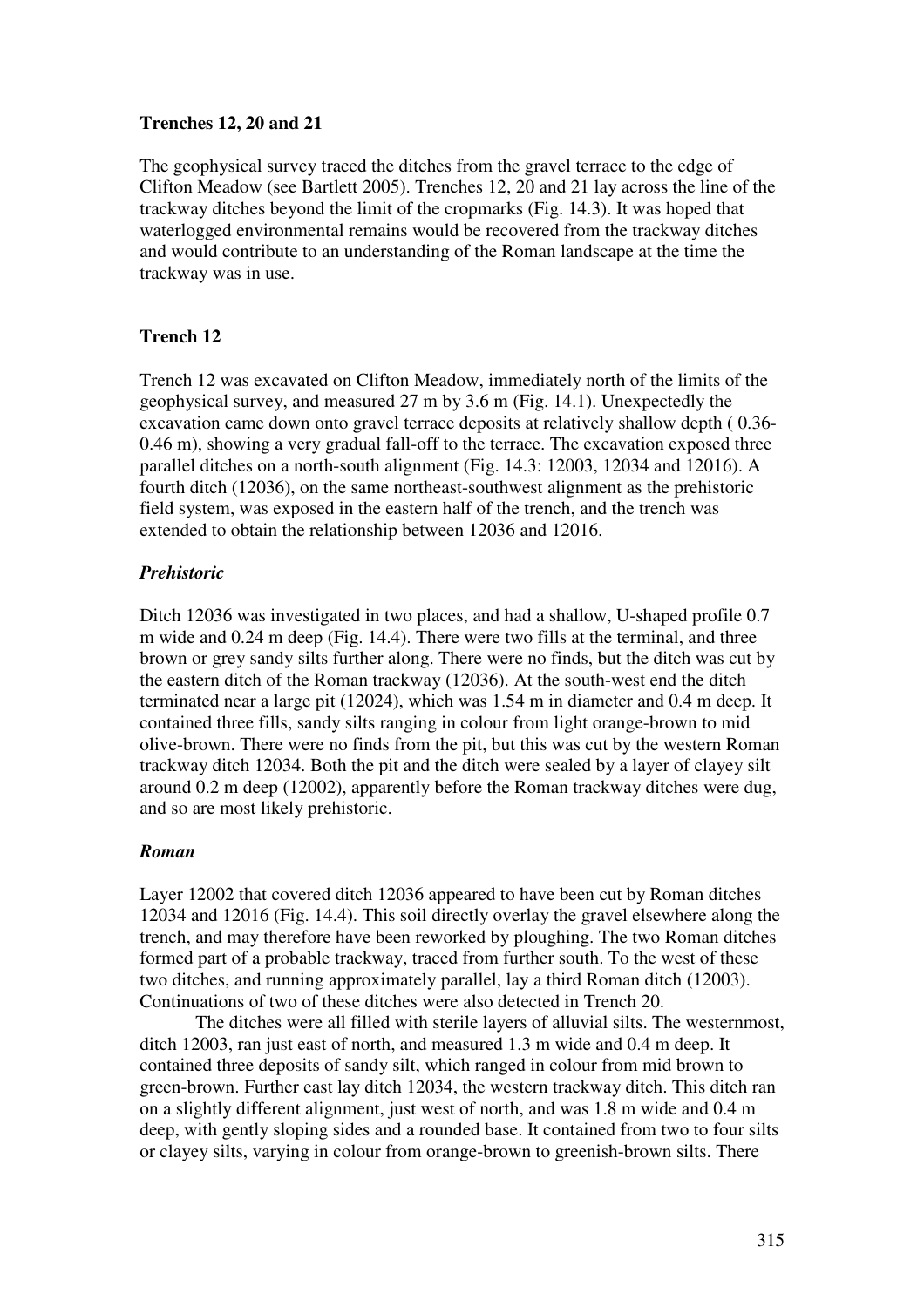### Trenches 12, 20 and 21

The geophysical survey traced the ditches from the gravel terrace to the edge of Clifton Meadow (see Bartlett 2005). Trenches 12, 20 and 21 lay across the line of the trackway ditches beyond the limit of the cropmarks (Fig. 14.3). It was hoped that waterlogged environmental remains would be recovered from the trackway ditches and would contribute to an understanding of the Roman landscape at the time the trackway was in use.

### Trench 12

Trench 12 was excavated on Clifton Meadow, immediately north of the limits of the geophysical survey, and measured 27 m by 3.6 m (Fig. 14.1). Unexpectedly the excavation came down onto gravel terrace deposits at relatively shallow depth ( 0.36-0.46 m), showing a very gradual fall-off to the terrace. The excavation exposed three parallel ditches on a north-south alignment (Fig. 14.3: 12003, 12034 and 12016). A fourth ditch (12036), on the same northeast-southwest alignment as the prehistoric field system, was exposed in the eastern half of the trench, and the trench was extended to obtain the relationship between 12036 and 12016.

#### *Prehistoric*

Ditch 12036 was investigated in two places, and had a shallow, U-shaped profile 0.7 m wide and 0.24 m deep (Fig. 14.4). There were two fills at the terminal, and three brown or grey sandy silts further along. There were no finds, but the ditch was cut by the eastern ditch of the Roman trackway (12036). At the south-west end the ditch terminated near a large pit (12024), which was 1.54 m in diameter and 0.4 m deep. It contained three fills, sandy silts ranging in colour from light orange-brown to mid olive-brown. There were no finds from the pit, but this was cut by the western Roman trackway ditch 12034. Both the pit and the ditch were sealed by a layer of clayey silt around 0.2 m deep (12002), apparently before the Roman trackway ditches were dug, and so are most likely prehistoric.

#### *Roman*

Layer 12002 that covered ditch 12036 appeared to have been cut by Roman ditches 12034 and 12016 (Fig. 14.4). This soil directly overlay the gravel elsewhere along the trench, and may therefore have been reworked by ploughing. The two Roman ditches formed part of a probable trackway, traced from further south. To the west of these two ditches, and running approximately parallel, lay a third Roman ditch (12003). Continuations of two of these ditches were also detected in Trench 20.

The ditches were all filled with sterile layers of alluvial silts. The westernmost, ditch 12003, ran just east of north, and measured 1.3 m wide and 0.4 m deep. It contained three deposits of sandy silt, which ranged in colour from mid brown to green-brown. Further east lay ditch 12034, the western trackway ditch. This ditch ran on a slightly different alignment, just west of north, and was 1.8 m wide and 0.4 m deep, with gently sloping sides and a rounded base. It contained from two to four silts or clayey silts, varying in colour from orange-brown to greenish-brown silts. There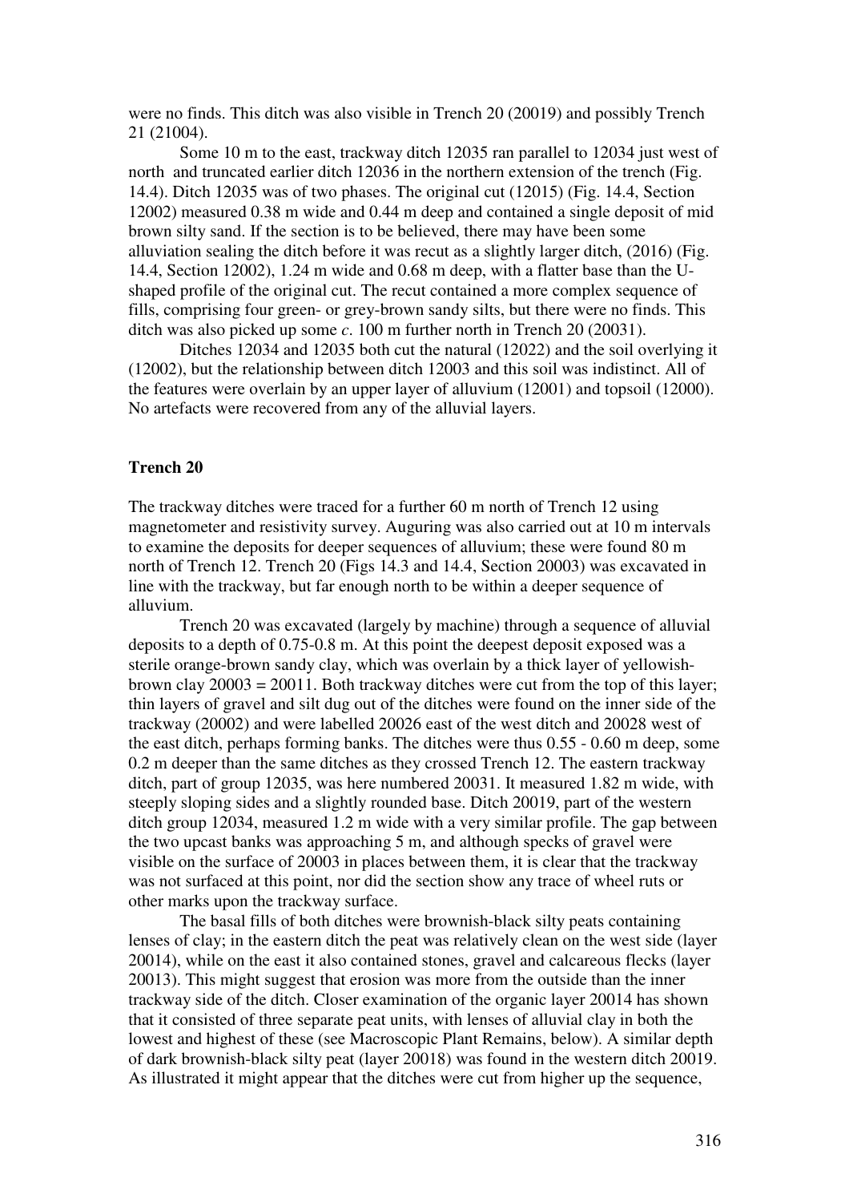were no finds. This ditch was also visible in Trench 20 (20019) and possibly Trench 21 (21004).

Some 10 m to the east, trackway ditch 12035 ran parallel to 12034 just west of north and truncated earlier ditch 12036 in the northern extension of the trench (Fig. 14.4). Ditch 12035 was of two phases. The original cut (12015) (Fig. 14.4, Section 12002) measured 0.38 m wide and 0.44 m deep and contained a single deposit of mid brown silty sand. If the section is to be believed, there may have been some alluviation sealing the ditch before it was recut as a slightly larger ditch, (2016) (Fig. 14.4, Section 12002), 1.24 m wide and 0.68 m deep, with a flatter base than the U-shaped profile of the original cut. The recut contained a more complex sequence of fills, comprising four green- or grey-brown sandy silts, but there were no finds. This ditch was also picked up some *c*. 100 m further north in Trench 20 (20031).

Ditches 12034 and 12035 both cut the natural (12022) and the soil overlying it (12002), but the relationship between ditch 12003 and this soil was indistinct. All of the features were overlain by an upper layer of alluvium (12001) and topsoil (12000). No artefacts were recovered from any of the alluvial layers.

**Trench 20**

The trackway ditches were traced for a further 60 m north of Trench 12 using magnetometer and resistivity survey. Auguring was also carried out at 10 m intervals to examine the deposits for deeper sequences of alluvium; these were found 80 m north of Trench 12. Trench 20 (Figs 14.3 and 14.4, Section 20003) was excavated in line with the trackway, but far enough north to be within a deeper sequence of alluvium.

Trench 20 was excavated (largely by machine) through a sequence of alluvial deposits to a depth of 0.75-0.8 m. At this point the deepest deposit exposed was a sterile orange-brown sandy clay, which was overlain by a thick layer of yellowish-brown clay 20003 = 20011. Both trackway ditches were cut from the top of this layer; thin layers of gravel and silt dug out of the ditches were found on the inner side of the trackway (20002) and were labelled 20026 east of the west ditch and 20028 west of the east ditch, perhaps forming banks. The ditches were thus 0.55 - 0.60 m deep, some 0.2 m deeper than the same ditches as they crossed Trench 12. The eastern trackway ditch, part of group 12035, was here numbered 20031. It measured 1.82 m wide, with steeply sloping sides and a slightly rounded base. Ditch 20019, part of the western ditch group 12034, measured 1.2 m wide with a very similar profile. The gap between the two upcast banks was approaching 5 m, and although specks of gravel were visible on the surface of 20003 in places between them, it is clear that the trackway was not surfaced at this point, nor did the section show any trace of wheel ruts or other marks upon the trackway surface.

The basal fills of both ditches were brownish-black silty peats containing lenses of clay; in the eastern ditch the peat was relatively clean on the west side (layer 20014), while on the east it also contained stones, gravel and calcareous flecks (layer 20013). This might suggest that erosion was more from the outside than the inner trackway side of the ditch. Closer examination of the organic layer 20014 has shown that it consisted of three separate peat units, with lenses of alluvial clay in both the lowest and highest of these (see Macroscopic Plant Remains, below). A similar depth of dark brownish-black silty peat (layer 20018) was found in the western ditch 20019. As illustrated it might appear that the ditches were cut from higher up the sequence,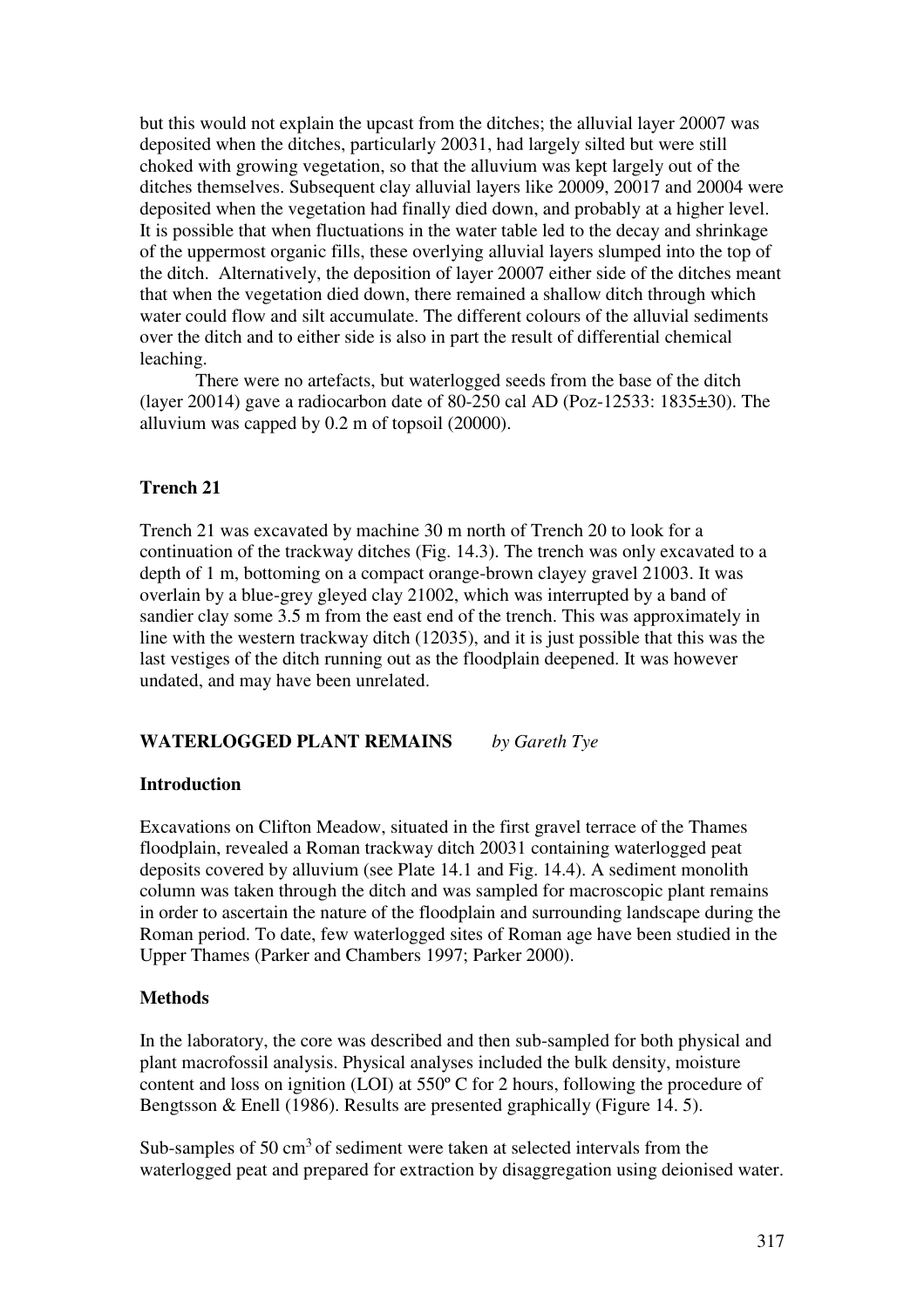but this would not explain the upcast from the ditches; the alluvial layer 20007 was deposited when the ditches, particularly 20031, had largely silted but were still choked with growing vegetation, so that the alluvium was kept largely out of the ditches themselves. Subsequent clay alluvial layers like 20009, 20017 and 20004 were deposited when the vegetation had finally died down, and probably at a higher level. It is possible that when fluctuations in the water table led to the decay and shrinkage of the uppermost organic fills, these overlying alluvial layers slumped into the top of the ditch. Alternatively, the deposition of layer 20007 either side of the ditches meant that when the vegetation died down, there remained a shallow ditch through which water could flow and silt accumulate. The different colours of the alluvial sediments over the ditch and to either side is also in part the result of differential chemical leaching.

There were no artefacts, but waterlogged seeds from the base of the ditch (layer 20014) gave a radiocarbon date of 80-250 cal AD (Poz-12533: 1835±30). The alluvium was capped by 0.2 m of topsoil (20000).

### Trench 21

Trench 21 was excavated by machine 30 m north of Trench 20 to look for a continuation of the trackway ditches (Fig. 14.3). The trench was only excavated to a depth of 1 m, bottoming on a compact orange-brown clayey gravel 21003. It was overlain by a blue-grey gleyed clay 21002, which was interrupted by a band of sandier clay some 3.5 m from the east end of the trench. This was approximately in line with the western trackway ditch (12035), and it is just possible that this was the last vestiges of the ditch running out as the floodplain deepened. It was however undated, and may have been unrelated.

## WATERLOGGED PLANT REMAINS *by Gareth Tye*

### Introduction

Excavations on Clifton Meadow, situated in the first gravel terrace of the Thames floodplain, revealed a Roman trackway ditch 20031 containing waterlogged peat deposits covered by alluvium (see Plate 14.1 and Fig. 14.4). A sediment monolith column was taken through the ditch and was sampled for macroscopic plant remains in order to ascertain the nature of the floodplain and surrounding landscape during the Roman period. To date, few waterlogged sites of Roman age have been studied in the Upper Thames (Parker and Chambers 1997; Parker 2000).

### Methods

In the laboratory, the core was described and then sub-sampled for both physical and plant macrofossil analysis. Physical analyses included the bulk density, moisture content and loss on ignition (LOI) at 550º C for 2 hours, following the procedure of Bengtsson & Enell (1986). Results are presented graphically (Figure 14. 5).

Sub-samples of 50 $cm^3$ of sediment were taken at selected intervals from the waterlogged peat and prepared for extraction by disaggregation using deionised water.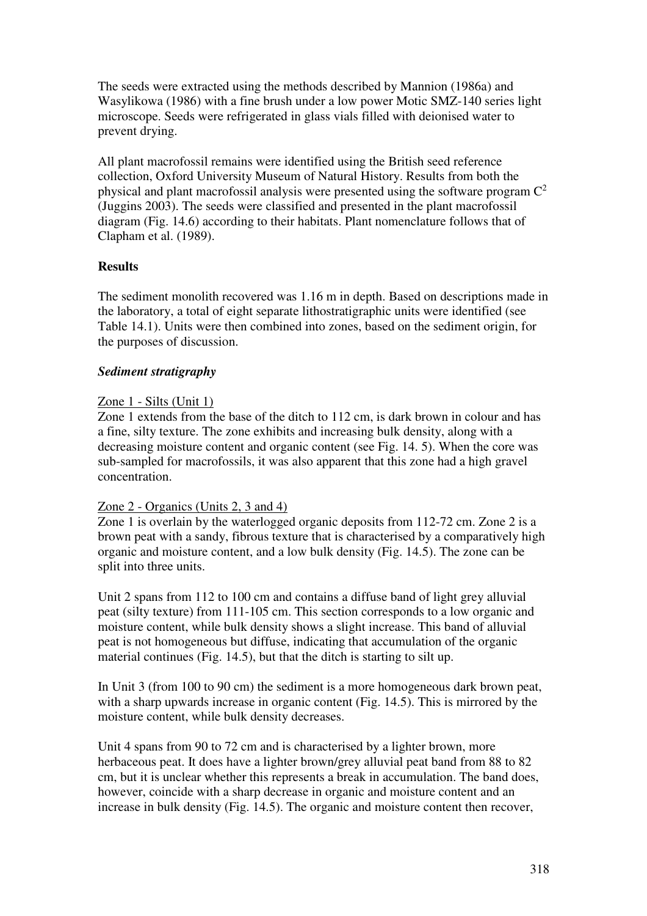The seeds were extracted using the methods described by Mannion (1986a) and Wasylikowa (1986) with a fine brush under a low power Motic SMZ-140 series light microscope. Seeds were refrigerated in glass vials filled with deionised water to prevent drying.

All plant macrofossil remains were identified using the British seed reference collection, Oxford University Museum of Natural History. Results from both the physical and plant macrofossil analysis were presented using the software program $C^2$ (Juggins 2003). The seeds were classified and presented in the plant macrofossil diagram (Fig. 14.6) according to their habitats. Plant nomenclature follows that of Clapham et al. (1989).

**Results**

The sediment monolith recovered was 1.16 m in depth. Based on descriptions made in the laboratory, a total of eight separate lithostratigraphic units were identified (see Table 14.1). Units were then combined into zones, based on the sediment origin, for the purposes of discussion.

***Sediment stratigraphy***

Zone 1 - Silts (Unit 1)

Zone 1 extends from the base of the ditch to 112 cm, is dark brown in colour and has a fine, silty texture. The zone exhibits and increasing bulk density, along with a decreasing moisture content and organic content (see Fig. 14. 5). When the core was sub-sampled for macrofossils, it was also apparent that this zone had a high gravel concentration.

Zone 2 - Organics (Units 2, 3 and 4)

Zone 1 is overlain by the waterlogged organic deposits from 112-72 cm. Zone 2 is a brown peat with a sandy, fibrous texture that is characterised by a comparatively high organic and moisture content, and a low bulk density (Fig. 14.5). The zone can be split into three units.

Unit 2 spans from 112 to 100 cm and contains a diffuse band of light grey alluvial peat (silty texture) from 111-105 cm. This section corresponds to a low organic and moisture content, while bulk density shows a slight increase. This band of alluvial peat is not homogeneous but diffuse, indicating that accumulation of the organic material continues (Fig. 14.5), but that the ditch is starting to silt up.

In Unit 3 (from 100 to 90 cm) the sediment is a more homogeneous dark brown peat, with a sharp upwards increase in organic content (Fig. 14.5). This is mirrored by the moisture content, while bulk density decreases.

Unit 4 spans from 90 to 72 cm and is characterised by a lighter brown, more herbaceous peat. It does have a lighter brown/grey alluvial peat band from 88 to 82 cm, but it is unclear whether this represents a break in accumulation. The band does, however, coincide with a sharp decrease in organic and moisture content and an increase in bulk density (Fig. 14.5). The organic and moisture content then recover,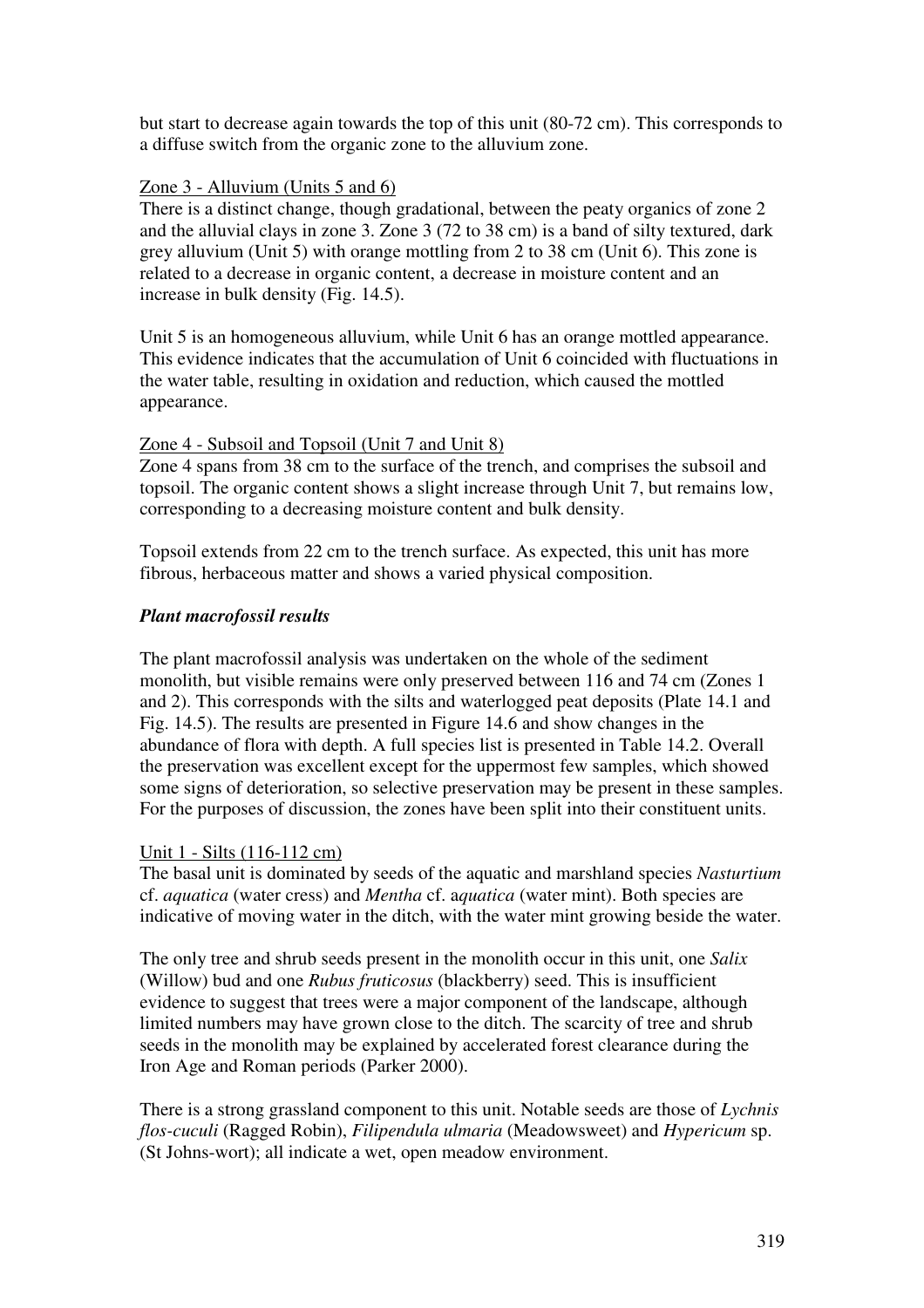but start to decrease again towards the top of this unit (80-72 cm). This corresponds to a diffuse switch from the organic zone to the alluvium zone.

Zone 3 - Alluvium (Units 5 and 6)

There is a distinct change, though gradational, between the peaty organics of zone 2 and the alluvial clays in zone 3. Zone 3 (72 to 38 cm) is a band of silty textured, dark grey alluvium (Unit 5) with orange mottling from 2 to 38 cm (Unit 6). This zone is related to a decrease in organic content, a decrease in moisture content and an increase in bulk density (Fig. 14.5).

Unit 5 is an homogeneous alluvium, while Unit 6 has an orange mottled appearance. This evidence indicates that the accumulation of Unit 6 coincided with fluctuations in the water table, resulting in oxidation and reduction, which caused the mottled appearance.

Zone 4 - Subsoil and Topsoil (Unit 7 and Unit 8)

Zone 4 spans from 38 cm to the surface of the trench, and comprises the subsoil and topsoil. The organic content shows a slight increase through Unit 7, but remains low, corresponding to a decreasing moisture content and bulk density.

Topsoil extends from 22 cm to the trench surface. As expected, this unit has more fibrous, herbaceous matter and shows a varied physical composition.

### *Plant macrofossil results*

The plant macrofossil analysis was undertaken on the whole of the sediment monolith, but visible remains were only preserved between 116 and 74 cm (Zones 1 and 2). This corresponds with the silts and waterlogged peat deposits (Plate 14.1 and Fig. 14.5). The results are presented in Figure 14.6 and show changes in the abundance of flora with depth. A full species list is presented in Table 14.2. Overall the preservation was excellent except for the uppermost few samples, which showed some signs of deterioration, so selective preservation may be present in these samples. For the purposes of discussion, the zones have been split into their constituent units.

Unit 1 - Silts (116-112 cm)

The basal unit is dominated by seeds of the aquatic and marshland species *Nasturtium* cf. *aquatica* (water cress) and *Mentha* cf. *aquatica* (water mint). Both species are indicative of moving water in the ditch, with the water mint growing beside the water.

The only tree and shrub seeds present in the monolith occur in this unit, one *Salix* (Willow) bud and one *Rubus fruticosus* (blackberry) seed. This is insufficient evidence to suggest that trees were a major component of the landscape, although limited numbers may have grown close to the ditch. The scarcity of tree and shrub seeds in the monolith may be explained by accelerated forest clearance during the Iron Age and Roman periods (Parker 2000).

There is a strong grassland component to this unit. Notable seeds are those of *Lychnis flos-cuculi* (Ragged Robin), *Filipendula ulmaria* (Meadowsweet) and *Hypericum* sp. (St Johns-wort); all indicate a wet, open meadow environment.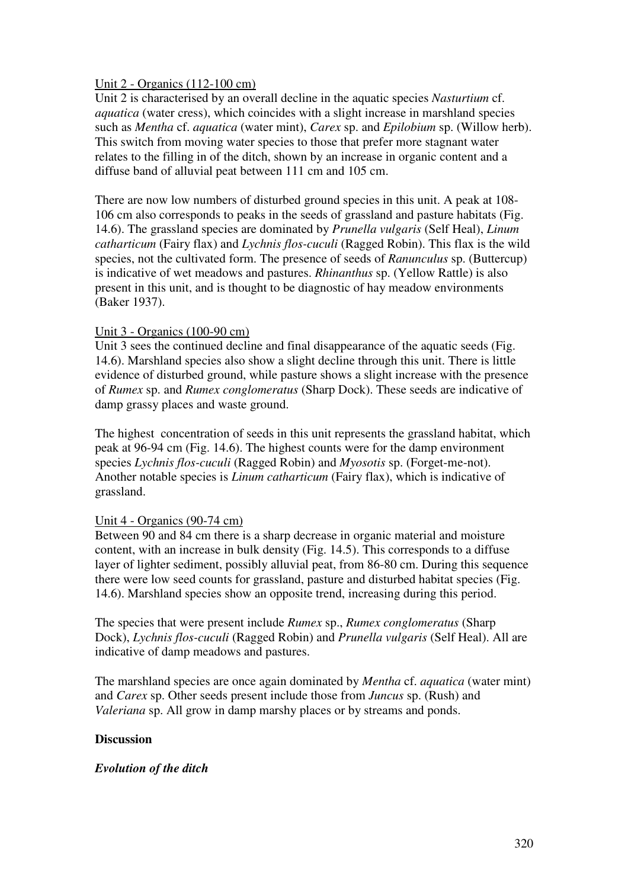Unit 2 - Organics (112-100 cm)

Unit 2 is characterised by an overall decline in the aquatic species *Nasturtium* cf. *aquatica* (water cress), which coincides with a slight increase in marshland species such as *Mentha* cf. *aquatica* (water mint), *Carex* sp. and *Epilobium* sp. (Willow herb). This switch from moving water species to those that prefer more stagnant water relates to the filling in of the ditch, shown by an increase in organic content and a diffuse band of alluvial peat between 111 cm and 105 cm.

There are now low numbers of disturbed ground species in this unit. A peak at 108-106 cm also corresponds to peaks in the seeds of grassland and pasture habitats (Fig. 14.6). The grassland species are dominated by *Prunella vulgaris* (Self Heal), *Linum catharticum* (Fairy flax) and *Lychnis flos-cuculi* (Ragged Robin). This flax is the wild species, not the cultivated form. The presence of seeds of *Ranunculus* sp. (Buttercup) is indicative of wet meadows and pastures. *Rhinanthus* sp. (Yellow Rattle) is also present in this unit, and is thought to be diagnostic of hay meadow environments (Baker 1937).

Unit 3 - Organics (100-90 cm)

Unit 3 sees the continued decline and final disappearance of the aquatic seeds (Fig. 14.6). Marshland species also show a slight decline through this unit. There is little evidence of disturbed ground, while pasture shows a slight increase with the presence of *Rumex* sp. and *Rumex conglomeratus* (Sharp Dock). These seeds are indicative of damp grassy places and waste ground.

The highest concentration of seeds in this unit represents the grassland habitat, which peak at 96-94 cm (Fig. 14.6). The highest counts were for the damp environment species *Lychnis flos-cuculi* (Ragged Robin) and *Myosotis* sp. (Forget-me-not). Another notable species is *Linum catharticum* (Fairy flax), which is indicative of grassland.

Unit 4 - Organics (90-74 cm)

Between 90 and 84 cm there is a sharp decrease in organic material and moisture content, with an increase in bulk density (Fig. 14.5). This corresponds to a diffuse layer of lighter sediment, possibly alluvial peat, from 86-80 cm. During this sequence there were low seed counts for grassland, pasture and disturbed habitat species (Fig. 14.6). Marshland species show an opposite trend, increasing during this period.

The species that were present include *Rumex* sp., *Rumex conglomeratus* (Sharp Dock), *Lychnis flos-cuculi* (Ragged Robin) and *Prunella vulgaris* (Self Heal). All are indicative of damp meadows and pastures.

The marshland species are once again dominated by *Mentha* cf. *aquatica* (water mint) and *Carex* sp. Other seeds present include those from *Juncus* sp. (Rush) and *Valeriana* sp. All grow in damp marshy places or by streams and ponds.

## Discussion

### *Evolution of the ditch*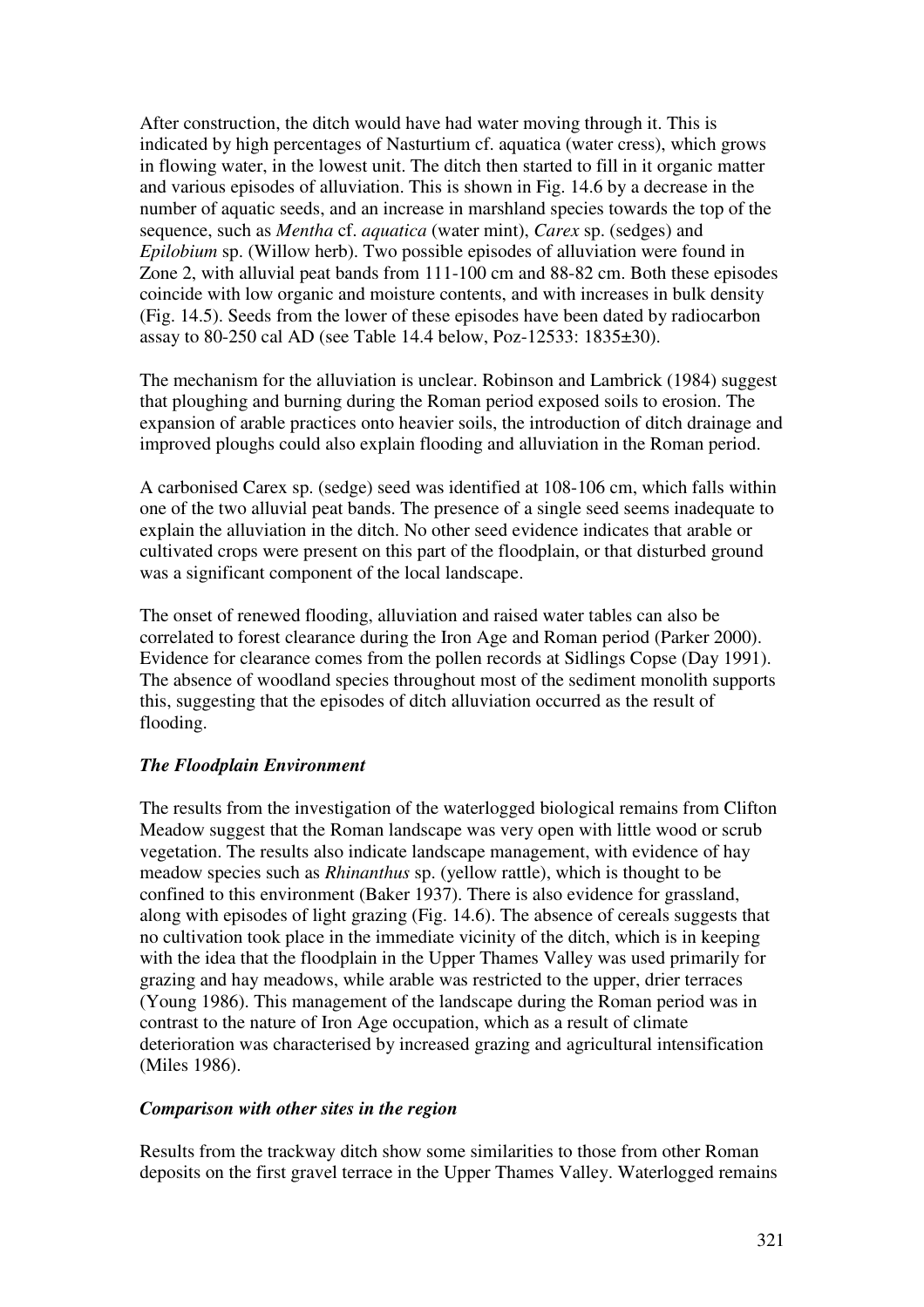After construction, the ditch would have had water moving through it. This is indicated by high percentages of Nasturtium cf. aquatica (water cress), which grows in flowing water, in the lowest unit. The ditch then started to fill in it organic matter and various episodes of alluviation. This is shown in Fig. 14.6 by a decrease in the number of aquatic seeds, and an increase in marshland species towards the top of the sequence, such as *Mentha* cf. *aquatica* (water mint), *Carex* sp. (sedges) and *Epilobium* sp. (Willow herb). Two possible episodes of alluviation were found in Zone 2, with alluvial peat bands from 111-100 cm and 88-82 cm. Both these episodes coincide with low organic and moisture contents, and with increases in bulk density (Fig. 14.5). Seeds from the lower of these episodes have been dated by radiocarbon assay to 80-250 cal AD (see Table 14.4 below, Poz-12533: 1835±30).

The mechanism for the alluviation is unclear. Robinson and Lambrick (1984) suggest that ploughing and burning during the Roman period exposed soils to erosion. The expansion of arable practices onto heavier soils, the introduction of ditch drainage and improved ploughs could also explain flooding and alluviation in the Roman period.

A carbonised Carex sp. (sedge) seed was identified at 108-106 cm, which falls within one of the two alluvial peat bands. The presence of a single seed seems inadequate to explain the alluviation in the ditch. No other seed evidence indicates that arable or cultivated crops were present on this part of the floodplain, or that disturbed ground was a significant component of the local landscape.

The onset of renewed flooding, alluviation and raised water tables can also be correlated to forest clearance during the Iron Age and Roman period (Parker 2000). Evidence for clearance comes from the pollen records at Sidlings Copse (Day 1991). The absence of woodland species throughout most of the sediment monolith supports this, suggesting that the episodes of ditch alluviation occurred as the result of flooding.

### *The Floodplain Environment*

The results from the investigation of the waterlogged biological remains from Clifton Meadow suggest that the Roman landscape was very open with little wood or scrub vegetation. The results also indicate landscape management, with evidence of hay meadow species such as *Rhinanthus* sp. (yellow rattle), which is thought to be confined to this environment (Baker 1937). There is also evidence for grassland, along with episodes of light grazing (Fig. 14.6). The absence of cereals suggests that no cultivation took place in the immediate vicinity of the ditch, which is in keeping with the idea that the floodplain in the Upper Thames Valley was used primarily for grazing and hay meadows, while arable was restricted to the upper, drier terraces (Young 1986). This management of the landscape during the Roman period was in contrast to the nature of Iron Age occupation, which as a result of climate deterioration was characterised by increased grazing and agricultural intensification (Miles 1986).

### *Comparison with other sites in the region*

Results from the trackway ditch show some similarities to those from other Roman deposits on the first gravel terrace in the Upper Thames Valley. Waterlogged remains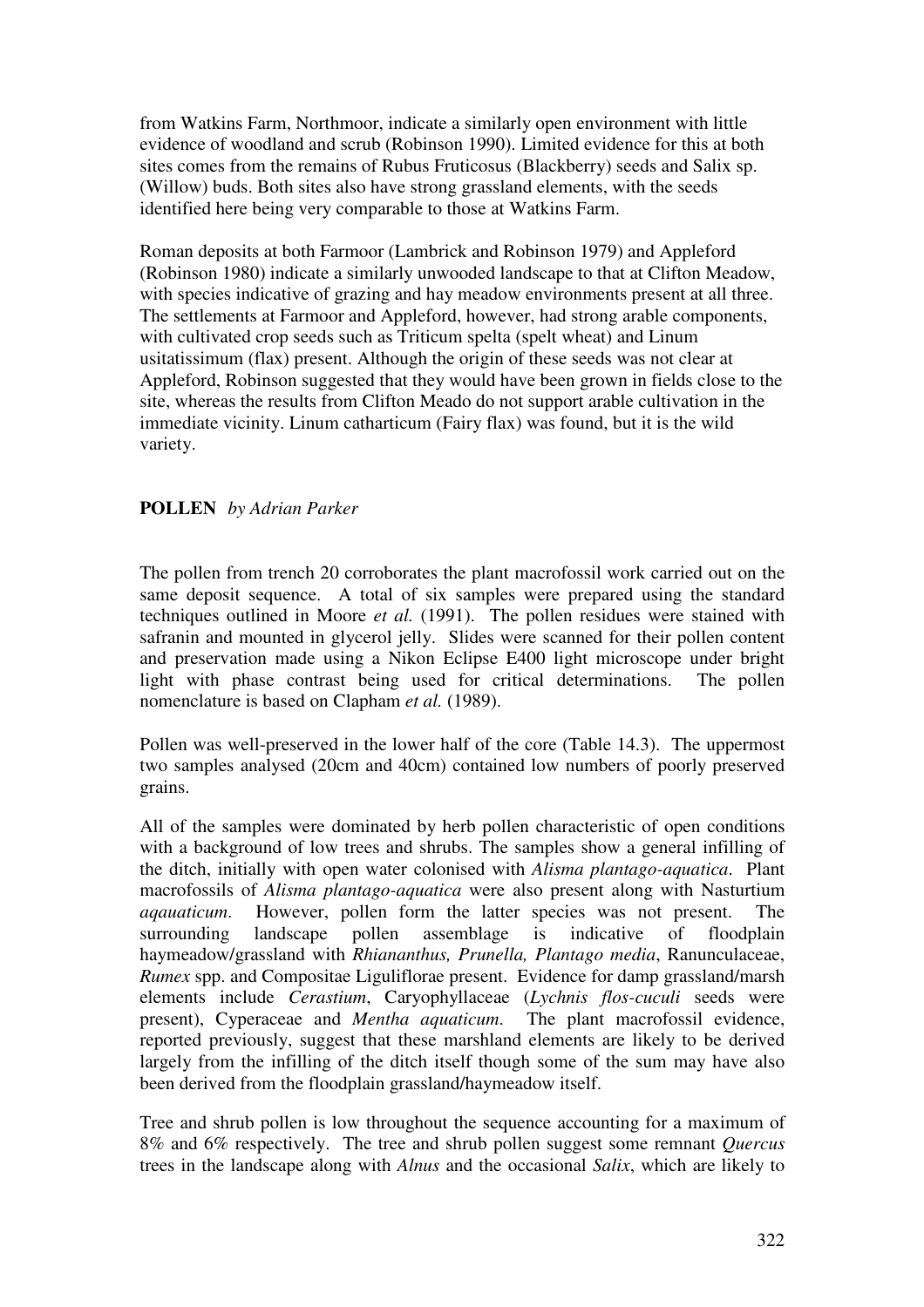from Watkins Farm, Northmoor, indicate a similarly open environment with little evidence of woodland and scrub (Robinson 1990). Limited evidence for this at both sites comes from the remains of Rubus Fruticosus (Blackberry) seeds and Salix sp. (Willow) buds. Both sites also have strong grassland elements, with the seeds identified here being very comparable to those at Watkins Farm.

Roman deposits at both Farmoor (Lambrick and Robinson 1979) and Appleford (Robinson 1980) indicate a similarly unwooded landscape to that at Clifton Meadow, with species indicative of grazing and hay meadow environments present at all three. The settlements at Farmoor and Appleford, however, had strong arable components, with cultivated crop seeds such as Triticum spelta (spelt wheat) and Linum usitatissimum (flax) present. Although the origin of these seeds was not clear at Appleford, Robinson suggested that they would have been grown in fields close to the site, whereas the results from Clifton Meado do not support arable cultivation in the immediate vicinity. Linum catharticum (Fairy flax) was found, but it is the wild variety.

**POLLEN** *by Adrian Parker*

The pollen from trench 20 corroborates the plant macrofossil work carried out on the same deposit sequence. A total of six samples were prepared using the standard techniques outlined in Moore *et al.* (1991). The pollen residues were stained with safranin and mounted in glycerol jelly. Slides were scanned for their pollen content and preservation made using a Nikon Eclipse E400 light microscope under bright light with phase contrast being used for critical determinations. The pollen nomenclature is based on Clapham *et al.* (1989).

Pollen was well-preserved in the lower half of the core (Table 14.3). The uppermost two samples analysed (20cm and 40cm) contained low numbers of poorly preserved grains.

All of the samples were dominated by herb pollen characteristic of open conditions with a background of low trees and shrubs. The samples show a general infilling of the ditch, initially with open water colonised with *Alisma plantago-aquatica*. Plant macrofossils of *Alisma plantago-aquatica* were also present along with Nasturtium *aqauaticum*. However, pollen form the latter species was not present. The surrounding landscape pollen assemblage is indicative of floodplain haymeadow/grassland with *Rhiananthus, Prunella, Plantago media*, Ranunculaceae, *Rumex* spp. and Compositae Liguliflorae present. Evidence for damp grassland/marsh elements include *Cerastium*, Caryophyllaceae (*Lychnis flos-cuculi* seeds were present), Cyperaceae and *Mentha aquaticum*. The plant macrofossil evidence, reported previously, suggest that these marshland elements are likely to be derived largely from the infilling of the ditch itself though some of the sum may have also been derived from the floodplain grassland/haymeadow itself.

Tree and shrub pollen is low throughout the sequence accounting for a maximum of 8% and 6% respectively. The tree and shrub pollen suggest some remnant *Quercus* trees in the landscape along with *Alnus* and the occasional *Salix*, which are likely to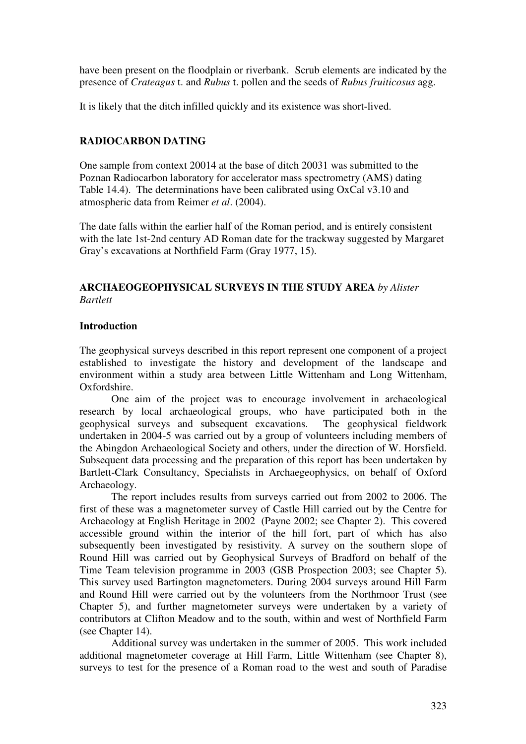have been present on the floodplain or riverbank. Scrub elements are indicated by the presence of *Crataegus* t. and *Rubus* t. pollen and the seeds of *Rubus fruiticosus* agg.

It is likely that the ditch infilled quickly and its existence was short-lived.

## RADIOCARBON DATING

One sample from context 20014 at the base of ditch 20031 was submitted to the Poznan Radiocarbon laboratory for accelerator mass spectrometry (AMS) dating Table 14.4). The determinations have been calibrated using OxCal v3.10 and atmospheric data from Reimer *et al*. (2004).

The date falls within the earlier half of the Roman period, and is entirely consistent with the late 1st-2nd century AD Roman date for the trackway suggested by Margaret Gray's excavations at Northfield Farm (Gray 1977, 15).

## ARCHAEOGEOPHYSICAL SURVEYS IN THE STUDY AREA *by Alister Bartlett*

### Introduction

The geophysical surveys described in this report represent one component of a project established to investigate the history and development of the landscape and environment within a study area between Little Wittenham and Long Wittenham, Oxfordshire.

One aim of the project was to encourage involvement in archaeological research by local archaeological groups, who have participated both in the geophysical surveys and subsequent excavations. The geophysical fieldwork undertaken in 2004-5 was carried out by a group of volunteers including members of the Abingdon Archaeological Society and others, under the direction of W. Horsfield. Subsequent data processing and the preparation of this report has been undertaken by Bartlett-Clark Consultancy, Specialists in Archaegeophysics, on behalf of Oxford Archaeology.

The report includes results from surveys carried out from 2002 to 2006. The first of these was a magnetometer survey of Castle Hill carried out by the Centre for Archaeology at English Heritage in 2002 (Payne 2002; see Chapter 2). This covered accessible ground within the interior of the hill fort, part of which has also subsequently been investigated by resistivity. A survey on the southern slope of Round Hill was carried out by Geophysical Surveys of Bradford on behalf of the Time Team television programme in 2003 (GSB Prospection 2003; see Chapter 5). This survey used Bartington magnetometers. During 2004 surveys around Hill Farm and Round Hill were carried out by the volunteers from the Northmoor Trust (see Chapter 5), and further magnetometer surveys were undertaken by a variety of contributors at Clifton Meadow and to the south, within and west of Northfield Farm (see Chapter 14).

Additional survey was undertaken in the summer of 2005. This work included additional magnetometer coverage at Hill Farm, Little Wittenham (see Chapter 8), surveys to test for the presence of a Roman road to the west and south of Paradise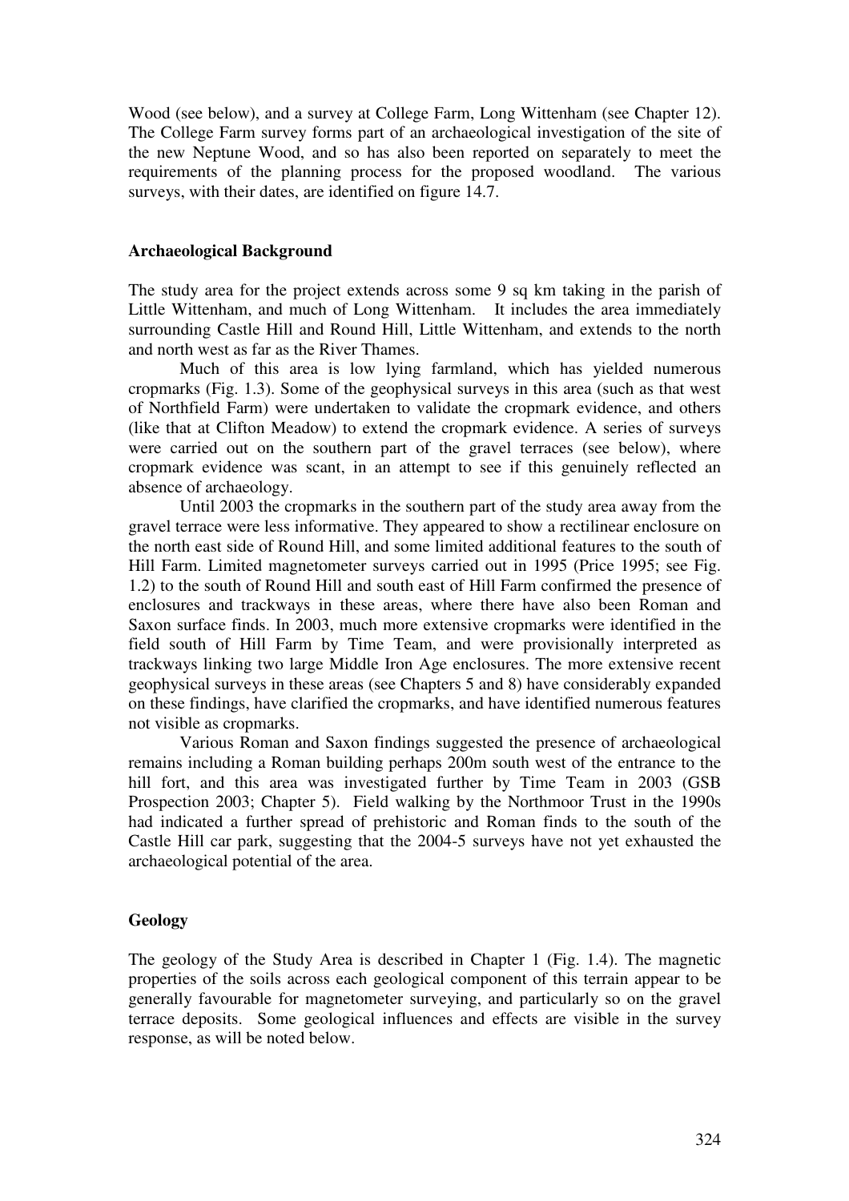Wood (see below), and a survey at College Farm, Long Wittenham (see Chapter 12). The College Farm survey forms part of an archaeological investigation of the site of the new Neptune Wood, and so has also been reported on separately to meet the requirements of the planning process for the proposed woodland. The various surveys, with their dates, are identified on figure 14.7.

**Archaeological Background**

The study area for the project extends across some 9 sq km taking in the parish of Little Wittenham, and much of Long Wittenham. It includes the area immediately surrounding Castle Hill and Round Hill, Little Wittenham, and extends to the north and north west as far as the River Thames.

Much of this area is low lying farmland, which has yielded numerous cropmarks (Fig. 1.3). Some of the geophysical surveys in this area (such as that west of Northfield Farm) were undertaken to validate the cropmark evidence, and others (like that at Clifton Meadow) to extend the cropmark evidence. A series of surveys were carried out on the southern part of the gravel terraces (see below), where cropmark evidence was scant, in an attempt to see if this genuinely reflected an absence of archaeology.

Until 2003 the cropmarks in the southern part of the study area away from the gravel terrace were less informative. They appeared to show a rectilinear enclosure on the north east side of Round Hill, and some limited additional features to the south of Hill Farm. Limited magnetometer surveys carried out in 1995 (Price 1995; see Fig. 1.2) to the south of Round Hill and south east of Hill Farm confirmed the presence of enclosures and trackways in these areas, where there have also been Roman and Saxon surface finds. In 2003, much more extensive cropmarks were identified in the field south of Hill Farm by Time Team, and were provisionally interpreted as trackways linking two large Middle Iron Age enclosures. The more extensive recent geophysical surveys in these areas (see Chapters 5 and 8) have considerably expanded on these findings, have clarified the cropmarks, and have identified numerous features not visible as cropmarks.

Various Roman and Saxon findings suggested the presence of archaeological remains including a Roman building perhaps 200m south west of the entrance to the hill fort, and this area was investigated further by Time Team in 2003 (GSB Prospection 2003; Chapter 5). Field walking by the Northmoor Trust in the 1990s had indicated a further spread of prehistoric and Roman finds to the south of the Castle Hill car park, suggesting that the 2004-5 surveys have not yet exhausted the archaeological potential of the area.

**Geology**

The geology of the Study Area is described in Chapter 1 (Fig. 1.4). The magnetic properties of the soils across each geological component of this terrain appear to be generally favourable for magnetometer surveying, and particularly so on the gravel terrace deposits. Some geological influences and effects are visible in the survey response, as will be noted below.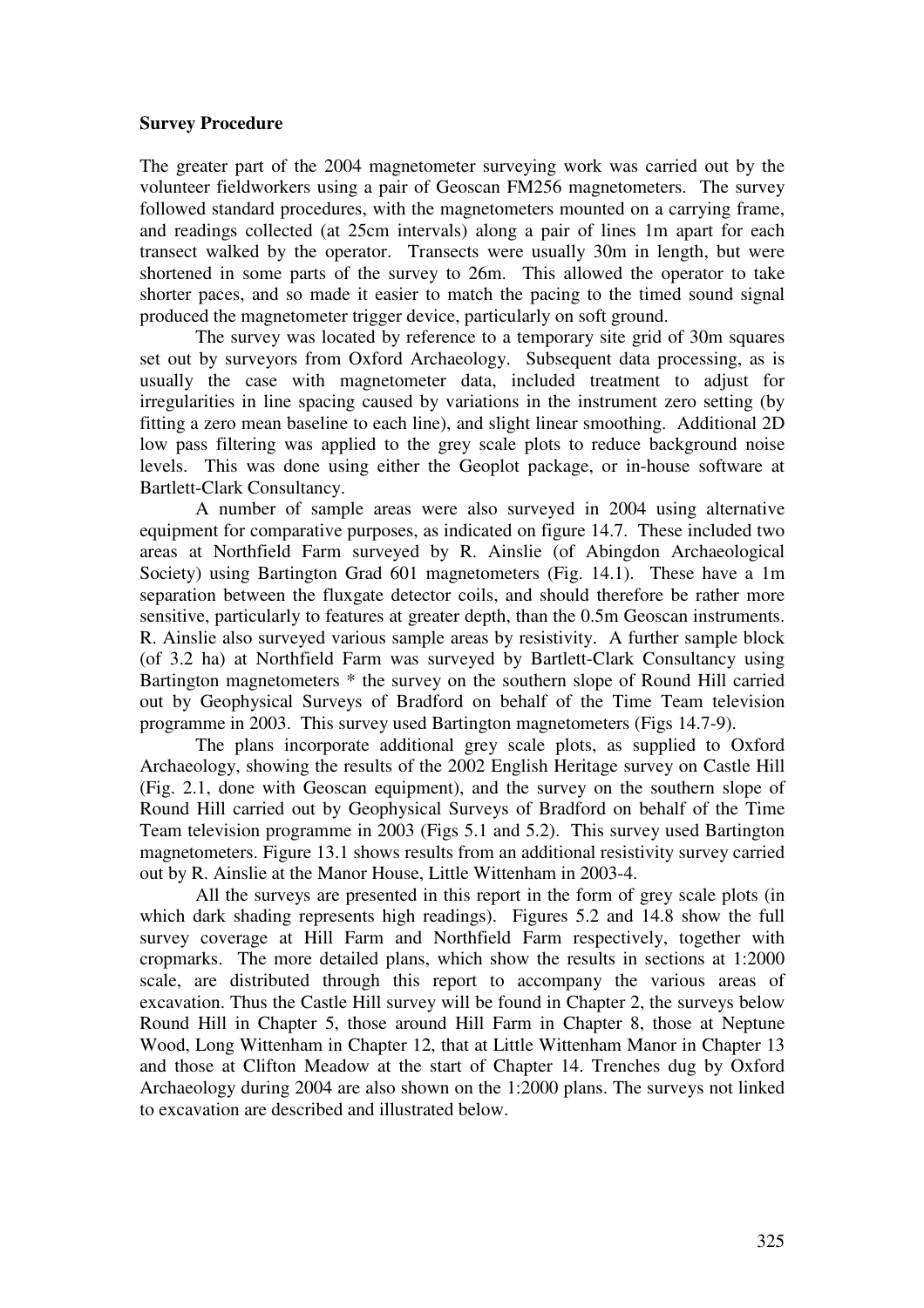**Survey Procedure**

The greater part of the 2004 magnetometer surveying work was carried out by the volunteer fieldworkers using a pair of Geoscan FM256 magnetometers. The survey followed standard procedures, with the magnetometers mounted on a carrying frame, and readings collected (at 25cm intervals) along a pair of lines 1m apart for each transect walked by the operator. Transects were usually 30m in length, but were shortened in some parts of the survey to 26m. This allowed the operator to take shorter paces, and so made it easier to match the pacing to the timed sound signal produced the magnetometer trigger device, particularly on soft ground.

The survey was located by reference to a temporary site grid of 30m squares set out by surveyors from Oxford Archaeology. Subsequent data processing, as is usually the case with magnetometer data, included treatment to adjust for irregularities in line spacing caused by variations in the instrument zero setting (by fitting a zero mean baseline to each line), and slight linear smoothing. Additional 2D low pass filtering was applied to the grey scale plots to reduce background noise levels. This was done using either the Geoplot package, or in-house software at Bartlett-Clark Consultancy.

A number of sample areas were also surveyed in 2004 using alternative equipment for comparative purposes, as indicated on figure 14.7. These included two areas at Northfield Farm surveyed by R. Ainslie (of Abingdon Archaeological Society) using Bartington Grad 601 magnetometers (Fig. 14.1). These have a 1m separation between the fluxgate detector coils, and should therefore be rather more sensitive, particularly to features at greater depth, than the 0.5m Geoscan instruments. R. Ainslie also surveyed various sample areas by resistivity. A further sample block (of 3.2 ha) at Northfield Farm was surveyed by Bartlett-Clark Consultancy using Bartington magnetometers * the survey on the southern slope of Round Hill carried out by Geophysical Surveys of Bradford on behalf of the Time Team television programme in 2003. This survey used Bartington magnetometers (Figs 14.7-9).

The plans incorporate additional grey scale plots, as supplied to Oxford Archaeology, showing the results of the 2002 English Heritage survey on Castle Hill (Fig. 2.1, done with Geoscan equipment), and the survey on the southern slope of Round Hill carried out by Geophysical Surveys of Bradford on behalf of the Time Team television programme in 2003 (Figs 5.1 and 5.2). This survey used Bartington magnetometers. Figure 13.1 shows results from an additional resistivity survey carried out by R. Ainslie at the Manor House, Little Wittenham in 2003-4.

All the surveys are presented in this report in the form of grey scale plots (in which dark shading represents high readings). Figures 5.2 and 14.8 show the full survey coverage at Hill Farm and Northfield Farm respectively, together with cropmarks. The more detailed plans, which show the results in sections at 1:2000 scale, are distributed through this report to accompany the various areas of excavation. Thus the Castle Hill survey will be found in Chapter 2, the surveys below Round Hill in Chapter 5, those around Hill Farm in Chapter 8, those at Neptune Wood, Long Wittenham in Chapter 12, that at Little Wittenham Manor in Chapter 13 and those at Clifton Meadow at the start of Chapter 14. Trenches dug by Oxford Archaeology during 2004 are also shown on the 1:2000 plans. The surveys not linked to excavation are described and illustrated below.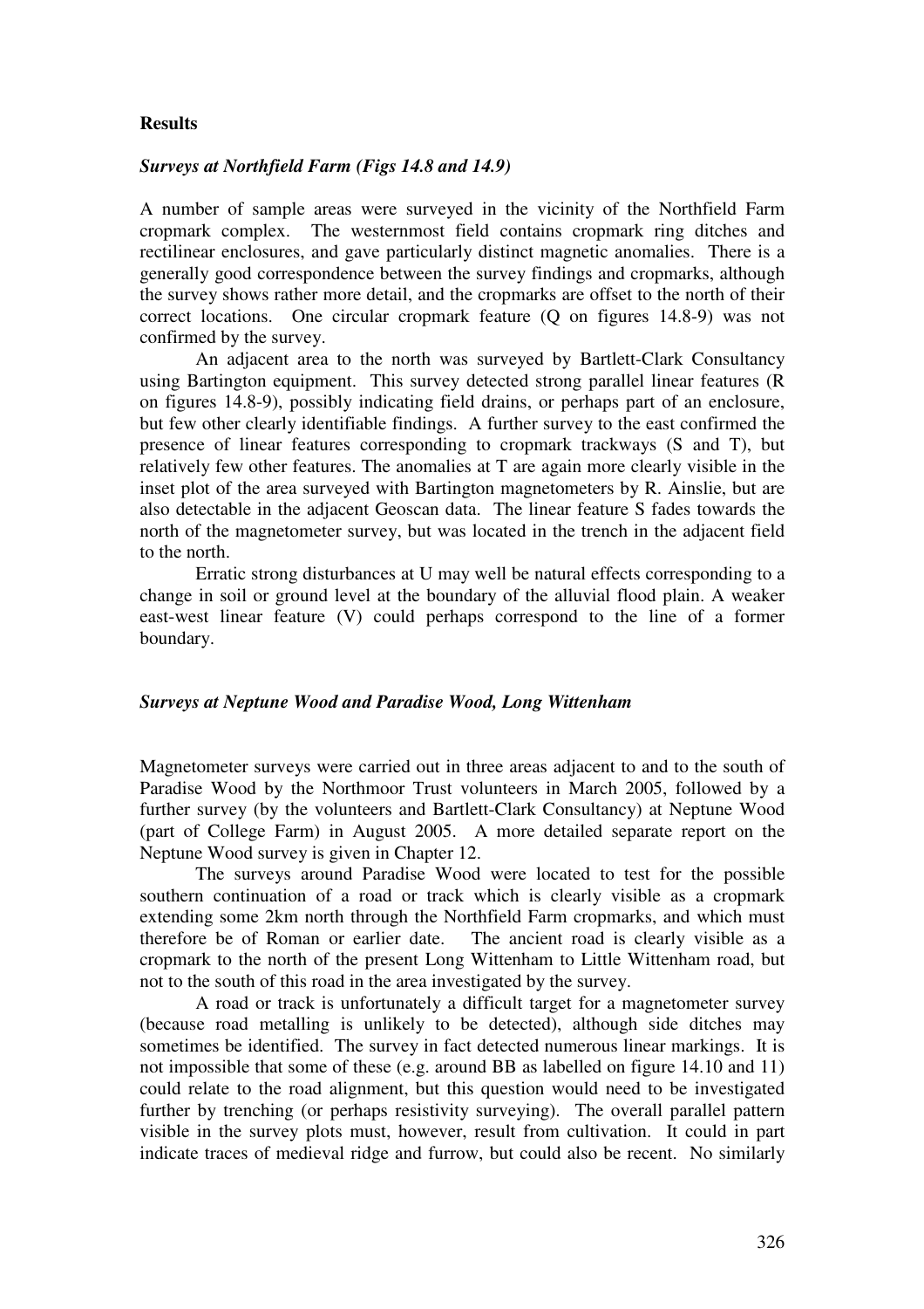**Results**

***Surveys at Northfield Farm (Figs 14.8 and 14.9)***

A number of sample areas were surveyed in the vicinity of the Northfield Farm cropmark complex. The westernmost field contains cropmark ring ditches and rectilinear enclosures, and gave particularly distinct magnetic anomalies. There is a generally good correspondence between the survey findings and cropmarks, although the survey shows rather more detail, and the cropmarks are offset to the north of their correct locations. One circular cropmark feature (Q on figures 14.8-9) was not confirmed by the survey.

An adjacent area to the north was surveyed by Bartlett-Clark Consultancy using Bartington equipment. This survey detected strong parallel linear features (R on figures 14.8-9), possibly indicating field drains, or perhaps part of an enclosure, but few other clearly identifiable findings. A further survey to the east confirmed the presence of linear features corresponding to cropmark trackways (S and T), but relatively few other features. The anomalies at T are again more clearly visible in the inset plot of the area surveyed with Bartington magnetometers by R. Ainslie, but are also detectable in the adjacent Geoscan data. The linear feature S fades towards the north of the magnetometer survey, but was located in the trench in the adjacent field to the north.

Erratic strong disturbances at U may well be natural effects corresponding to a change in soil or ground level at the boundary of the alluvial flood plain. A weaker east-west linear feature (V) could perhaps correspond to the line of a former boundary.

***Surveys at Neptune Wood and Paradise Wood, Long Wittenham***

Magnetometer surveys were carried out in three areas adjacent to and to the south of Paradise Wood by the Northmoor Trust volunteers in March 2005, followed by a further survey (by the volunteers and Bartlett-Clark Consultancy) at Neptune Wood (part of College Farm) in August 2005. A more detailed separate report on the Neptune Wood survey is given in Chapter 12.

The surveys around Paradise Wood were located to test for the possible southern continuation of a road or track which is clearly visible as a cropmark extending some 2km north through the Northfield Farm cropmarks, and which must therefore be of Roman or earlier date. The ancient road is clearly visible as a cropmark to the north of the present Long Wittenham to Little Wittenham road, but not to the south of this road in the area investigated by the survey.

A road or track is unfortunately a difficult target for a magnetometer survey (because road metalling is unlikely to be detected), although side ditches may sometimes be identified. The survey in fact detected numerous linear markings. It is not impossible that some of these (e.g. around BB as labelled on figure 14.10 and 11) could relate to the road alignment, but this question would need to be investigated further by trenching (or perhaps resistivity surveying). The overall parallel pattern visible in the survey plots must, however, result from cultivation. It could in part indicate traces of medieval ridge and furrow, but could also be recent. No similarly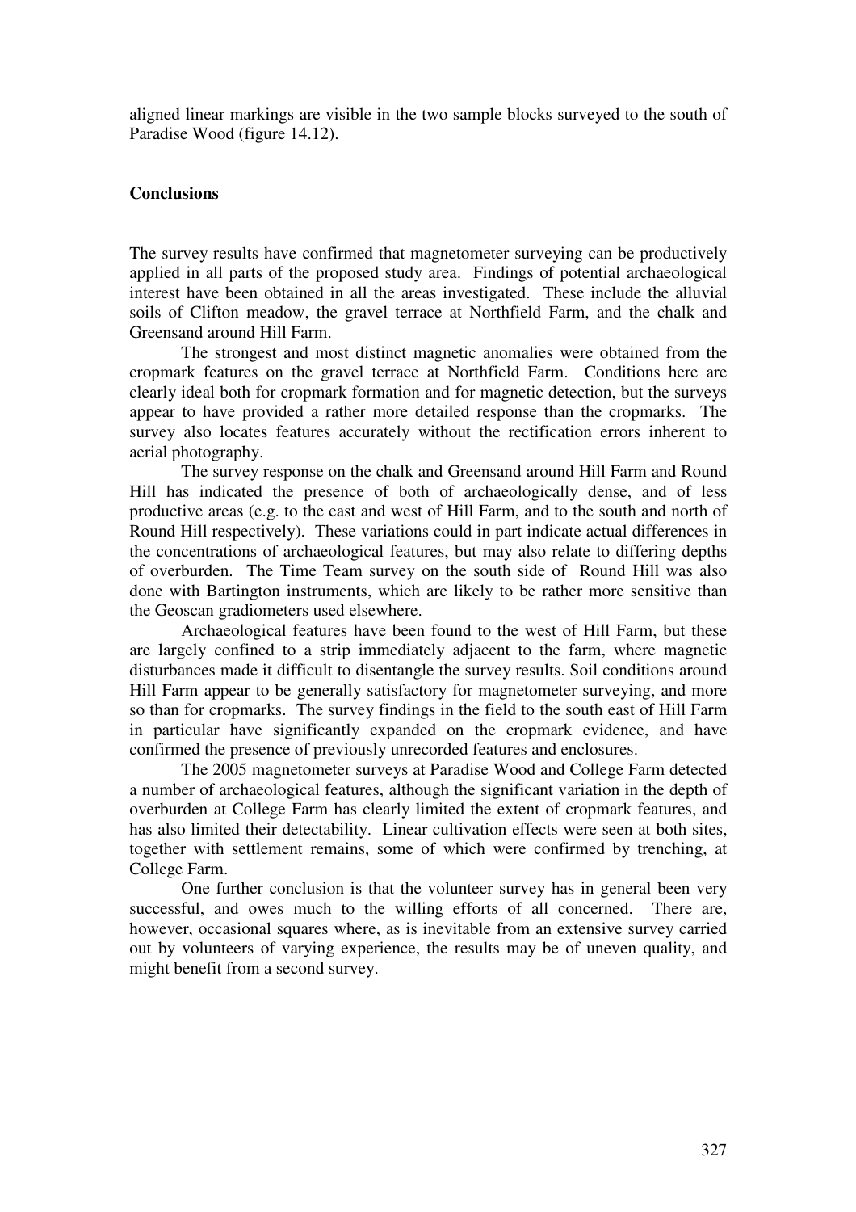aligned linear markings are visible in the two sample blocks surveyed to the south of Paradise Wood (figure 14.12).

## Conclusions

The survey results have confirmed that magnetometer surveying can be productively applied in all parts of the proposed study area. Findings of potential archaeological interest have been obtained in all the areas investigated. These include the alluvial soils of Clifton meadow, the gravel terrace at Northfield Farm, and the chalk and Greensand around Hill Farm.

The strongest and most distinct magnetic anomalies were obtained from the cropmark features on the gravel terrace at Northfield Farm. Conditions here are clearly ideal both for cropmark formation and for magnetic detection, but the surveys appear to have provided a rather more detailed response than the cropmarks. The survey also locates features accurately without the rectification errors inherent to aerial photography.

The survey response on the chalk and Greensand around Hill Farm and Round Hill has indicated the presence of both of archaeologically dense, and of less productive areas (e.g. to the east and west of Hill Farm, and to the south and north of Round Hill respectively). These variations could in part indicate actual differences in the concentrations of archaeological features, but may also relate to differing depths of overburden. The Time Team survey on the south side of Round Hill was also done with Bartington instruments, which are likely to be rather more sensitive than the Geoscan gradiometers used elsewhere.

Archaeological features have been found to the west of Hill Farm, but these are largely confined to a strip immediately adjacent to the farm, where magnetic disturbances made it difficult to disentangle the survey results. Soil conditions around Hill Farm appear to be generally satisfactory for magnetometer surveying, and more so than for cropmarks. The survey findings in the field to the south east of Hill Farm in particular have significantly expanded on the cropmark evidence, and have confirmed the presence of previously unrecorded features and enclosures.

The 2005 magnetometer surveys at Paradise Wood and College Farm detected a number of archaeological features, although the significant variation in the depth of overburden at College Farm has clearly limited the extent of cropmark features, and has also limited their detectability. Linear cultivation effects were seen at both sites, together with settlement remains, some of which were confirmed by trenching, at College Farm.

One further conclusion is that the volunteer survey has in general been very successful, and owes much to the willing efforts of all concerned. There are, however, occasional squares where, as is inevitable from an extensive survey carried out by volunteers of varying experience, the results may be of uneven quality, and might benefit from a second survey.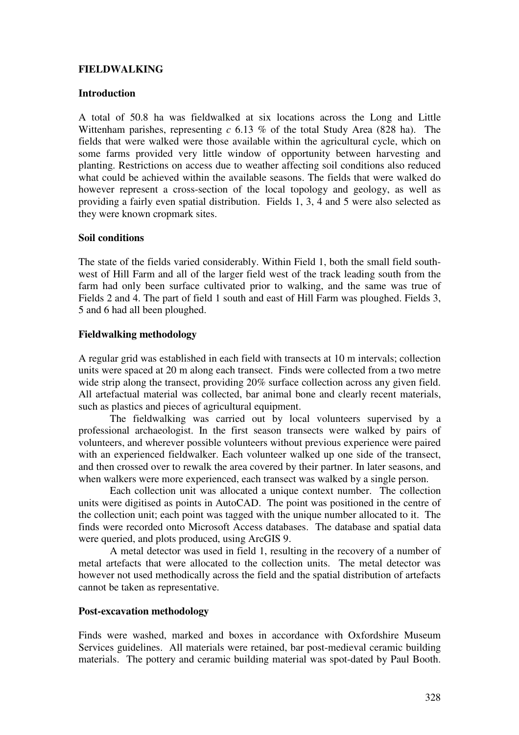## FIELDWALKING

### Introduction

A total of 50.8 ha was fieldwalked at six locations across the Long and Little Wittenham parishes, representing *c* 6.13 % of the total Study Area (828 ha). The fields that were walked were those available within the agricultural cycle, which on some farms provided very little window of opportunity between harvesting and planting. Restrictions on access due to weather affecting soil conditions also reduced what could be achieved within the available seasons. The fields that were walked do however represent a cross-section of the local topology and geology, as well as providing a fairly even spatial distribution. Fields 1, 3, 4 and 5 were also selected as they were known cropmark sites.

### Soil conditions

The state of the fields varied considerably. Within Field 1, both the small field south-west of Hill Farm and all of the larger field west of the track leading south from the farm had only been surface cultivated prior to walking, and the same was true of Fields 2 and 4. The part of field 1 south and east of Hill Farm was ploughed. Fields 3, 5 and 6 had all been ploughed.

### Fieldwalking methodology

A regular grid was established in each field with transects at 10 m intervals; collection units were spaced at 20 m along each transect. Finds were collected from a two metre wide strip along the transect, providing 20% surface collection across any given field. All artefactual material was collected, bar animal bone and clearly recent materials, such as plastics and pieces of agricultural equipment.

The fieldwalking was carried out by local volunteers supervised by a professional archaeologist. In the first season transects were walked by pairs of volunteers, and wherever possible volunteers without previous experience were paired with an experienced fieldwalker. Each volunteer walked up one side of the transect, and then crossed over to rewalk the area covered by their partner. In later seasons, and when walkers were more experienced, each transect was walked by a single person.

Each collection unit was allocated a unique context number. The collection units were digitised as points in AutoCAD. The point was positioned in the centre of the collection unit; each point was tagged with the unique number allocated to it. The finds were recorded onto Microsoft Access databases. The database and spatial data were queried, and plots produced, using ArcGIS 9.

A metal detector was used in field 1, resulting in the recovery of a number of metal artefacts that were allocated to the collection units. The metal detector was however not used methodically across the field and the spatial distribution of artefacts cannot be taken as representative.

### Post-excavation methodology

Finds were washed, marked and boxes in accordance with Oxfordshire Museum Services guidelines. All materials were retained, bar post-medieval ceramic building materials. The pottery and ceramic building material was spot-dated by Paul Booth.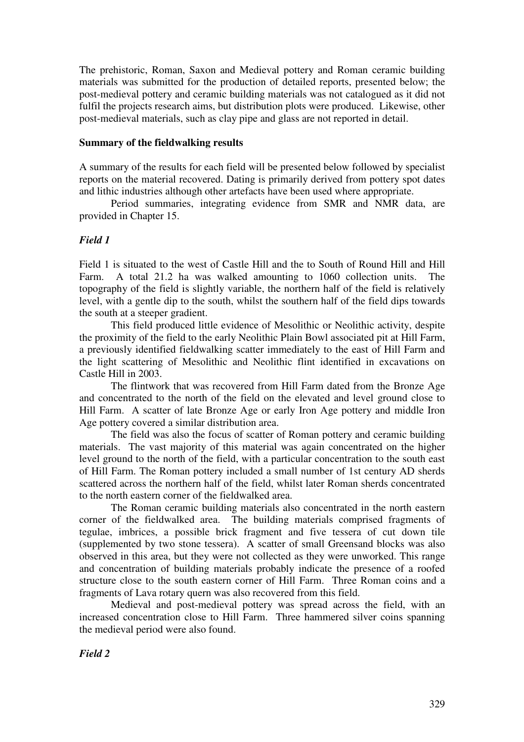The prehistoric, Roman, Saxon and Medieval pottery and Roman ceramic building materials was submitted for the production of detailed reports, presented below; the post-medieval pottery and ceramic building materials was not catalogued as it did not fulfil the projects research aims, but distribution plots were produced. Likewise, other post-medieval materials, such as clay pipe and glass are not reported in detail.

**Summary of the fieldwalking results**

A summary of the results for each field will be presented below followed by specialist reports on the material recovered. Dating is primarily derived from pottery spot dates and lithic industries although other artefacts have been used where appropriate.

Period summaries, integrating evidence from SMR and NMR data, are provided in Chapter 15.

***Field 1***

Field 1 is situated to the west of Castle Hill and the to South of Round Hill and Hill Farm. A total 21.2 ha was walked amounting to 1060 collection units. The topography of the field is slightly variable, the northern half of the field is relatively level, with a gentle dip to the south, whilst the southern half of the field dips towards the south at a steeper gradient.

This field produced little evidence of Mesolithic or Neolithic activity, despite the proximity of the field to the early Neolithic Plain Bowl associated pit at Hill Farm, a previously identified fieldwalking scatter immediately to the east of Hill Farm and the light scattering of Mesolithic and Neolithic flint identified in excavations on Castle Hill in 2003.

The flintwork that was recovered from Hill Farm dated from the Bronze Age and concentrated to the north of the field on the elevated and level ground close to Hill Farm. A scatter of late Bronze Age or early Iron Age pottery and middle Iron Age pottery covered a similar distribution area.

The field was also the focus of scatter of Roman pottery and ceramic building materials. The vast majority of this material was again concentrated on the higher level ground to the north of the field, with a particular concentration to the south east of Hill Farm. The Roman pottery included a small number of 1st century AD sherds scattered across the northern half of the field, whilst later Roman sherds concentrated to the north eastern corner of the fieldwalked area.

The Roman ceramic building materials also concentrated in the north eastern corner of the fieldwalked area. The building materials comprised fragments of tegulae, imbrices, a possible brick fragment and five tessera of cut down tile (supplemented by two stone tessera). A scatter of small Greensand blocks was also observed in this area, but they were not collected as they were unworked. This range and concentration of building materials probably indicate the presence of a roofed structure close to the south eastern corner of Hill Farm. Three Roman coins and a fragments of Lava rotary quern was also recovered from this field.

Medieval and post-medieval pottery was spread across the field, with an increased concentration close to Hill Farm. Three hammered silver coins spanning the medieval period were also found.

***Field 2***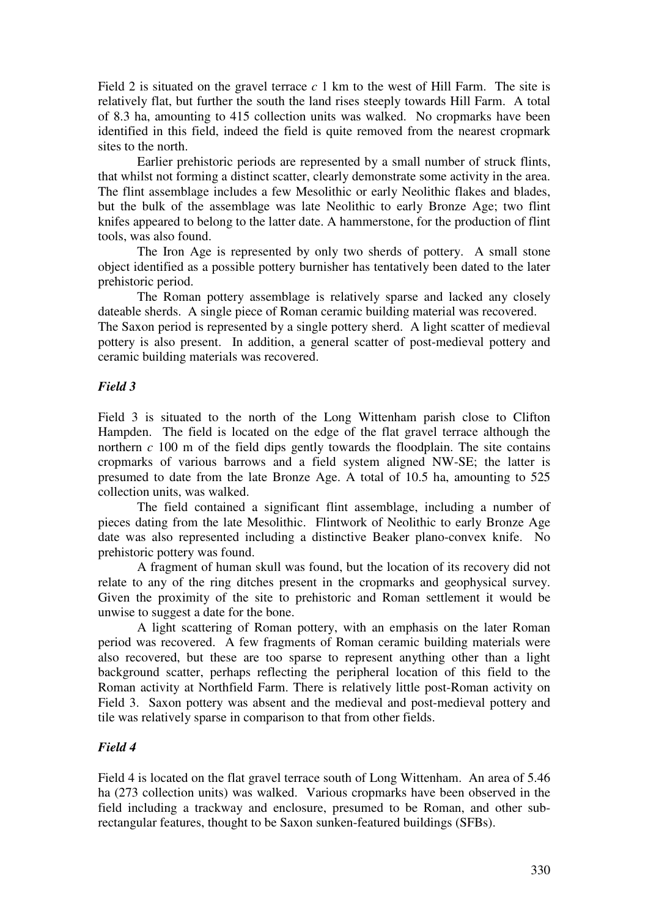Field 2 is situated on the gravel terrace *c* 1 km to the west of Hill Farm. The site is relatively flat, but further the south the land rises steeply towards Hill Farm. A total of 8.3 ha, amounting to 415 collection units was walked. No cropmarks have been identified in this field, indeed the field is quite removed from the nearest cropmark sites to the north.

Earlier prehistoric periods are represented by a small number of struck flints, that whilst not forming a distinct scatter, clearly demonstrate some activity in the area. The flint assemblage includes a few Mesolithic or early Neolithic flakes and blades, but the bulk of the assemblage was late Neolithic to early Bronze Age; two flint knifes appeared to belong to the latter date. A hammerstone, for the production of flint tools, was also found.

The Iron Age is represented by only two sherds of pottery. A small stone object identified as a possible pottery burnisher has tentatively been dated to the later prehistoric period.

The Roman pottery assemblage is relatively sparse and lacked any closely dateable sherds. A single piece of Roman ceramic building material was recovered.

The Saxon period is represented by a single pottery sherd. A light scatter of medieval pottery is also present. In addition, a general scatter of post-medieval pottery and ceramic building materials was recovered.

### *Field 3*

Field 3 is situated to the north of the Long Wittenham parish close to Clifton Hampden. The field is located on the edge of the flat gravel terrace although the northern *c* 100 m of the field dips gently towards the floodplain. The site contains cropmarks of various barrows and a field system aligned NW-SE; the latter is presumed to date from the late Bronze Age. A total of 10.5 ha, amounting to 525 collection units, was walked.

The field contained a significant flint assemblage, including a number of pieces dating from the late Mesolithic. Flintwork of Neolithic to early Bronze Age date was also represented including a distinctive Beaker plano-convex knife. No prehistoric pottery was found.

A fragment of human skull was found, but the location of its recovery did not relate to any of the ring ditches present in the cropmarks and geophysical survey. Given the proximity of the site to prehistoric and Roman settlement it would be unwise to suggest a date for the bone.

A light scattering of Roman pottery, with an emphasis on the later Roman period was recovered. A few fragments of Roman ceramic building materials were also recovered, but these are too sparse to represent anything other than a light background scatter, perhaps reflecting the peripheral location of this field to the Roman activity at Northfield Farm. There is relatively little post-Roman activity on Field 3. Saxon pottery was absent and the medieval and post-medieval pottery and tile was relatively sparse in comparison to that from other fields.

### *Field 4*

Field 4 is located on the flat gravel terrace south of Long Wittenham. An area of 5.46 ha (273 collection units) was walked. Various cropmarks have been observed in the field including a trackway and enclosure, presumed to be Roman, and other sub-rectangular features, thought to be Saxon sunken-featured buildings (SFBs).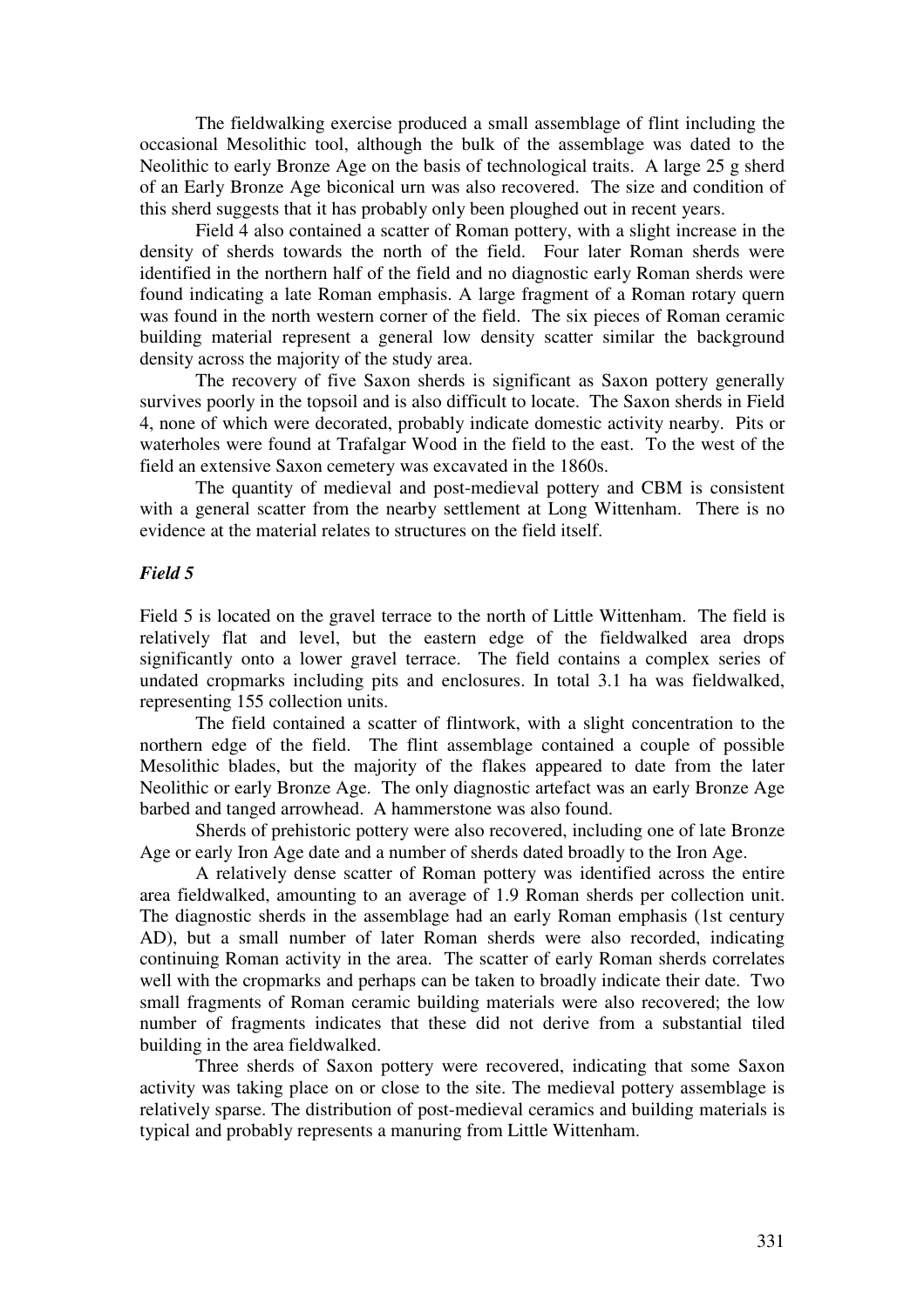The fieldwalking exercise produced a small assemblage of flint including the occasional Mesolithic tool, although the bulk of the assemblage was dated to the Neolithic to early Bronze Age on the basis of technological traits. A large 25 g sherd of an Early Bronze Age biconical urn was also recovered. The size and condition of this sherd suggests that it has probably only been ploughed out in recent years.

Field 4 also contained a scatter of Roman pottery, with a slight increase in the density of sherds towards the north of the field. Four later Roman sherds were identified in the northern half of the field and no diagnostic early Roman sherds were found indicating a late Roman emphasis. A large fragment of a Roman rotary quern was found in the north western corner of the field. The six pieces of Roman ceramic building material represent a general low density scatter similar the background density across the majority of the study area.

The recovery of five Saxon sherds is significant as Saxon pottery generally survives poorly in the topsoil and is also difficult to locate. The Saxon sherds in Field 4, none of which were decorated, probably indicate domestic activity nearby. Pits or waterholes were found at Trafalgar Wood in the field to the east. To the west of the field an extensive Saxon cemetery was excavated in the 1860s.

The quantity of medieval and post-medieval pottery and CBM is consistent with a general scatter from the nearby settlement at Long Wittenham. There is no evidence at the material relates to structures on the field itself.

### *Field 5*

Field 5 is located on the gravel terrace to the north of Little Wittenham. The field is relatively flat and level, but the eastern edge of the fieldwalked area drops significantly onto a lower gravel terrace. The field contains a complex series of undated cropmarks including pits and enclosures. In total 3.1 ha was fieldwalked, representing 155 collection units.

The field contained a scatter of flintwork, with a slight concentration to the northern edge of the field. The flint assemblage contained a couple of possible Mesolithic blades, but the majority of the flakes appeared to date from the later Neolithic or early Bronze Age. The only diagnostic artefact was an early Bronze Age barbed and tanged arrowhead. A hammerstone was also found.

Sherds of prehistoric pottery were also recovered, including one of late Bronze Age or early Iron Age date and a number of sherds dated broadly to the Iron Age.

A relatively dense scatter of Roman pottery was identified across the entire area fieldwalked, amounting to an average of 1.9 Roman sherds per collection unit. The diagnostic sherds in the assemblage had an early Roman emphasis (1st century AD), but a small number of later Roman sherds were also recorded, indicating continuing Roman activity in the area. The scatter of early Roman sherds correlates well with the cropmarks and perhaps can be taken to broadly indicate their date. Two small fragments of Roman ceramic building materials were also recovered; the low number of fragments indicates that these did not derive from a substantial tiled building in the area fieldwalked.

Three sherds of Saxon pottery were recovered, indicating that some Saxon activity was taking place on or close to the site. The medieval pottery assemblage is relatively sparse. The distribution of post-medieval ceramics and building materials is typical and probably represents a manuring from Little Wittenham.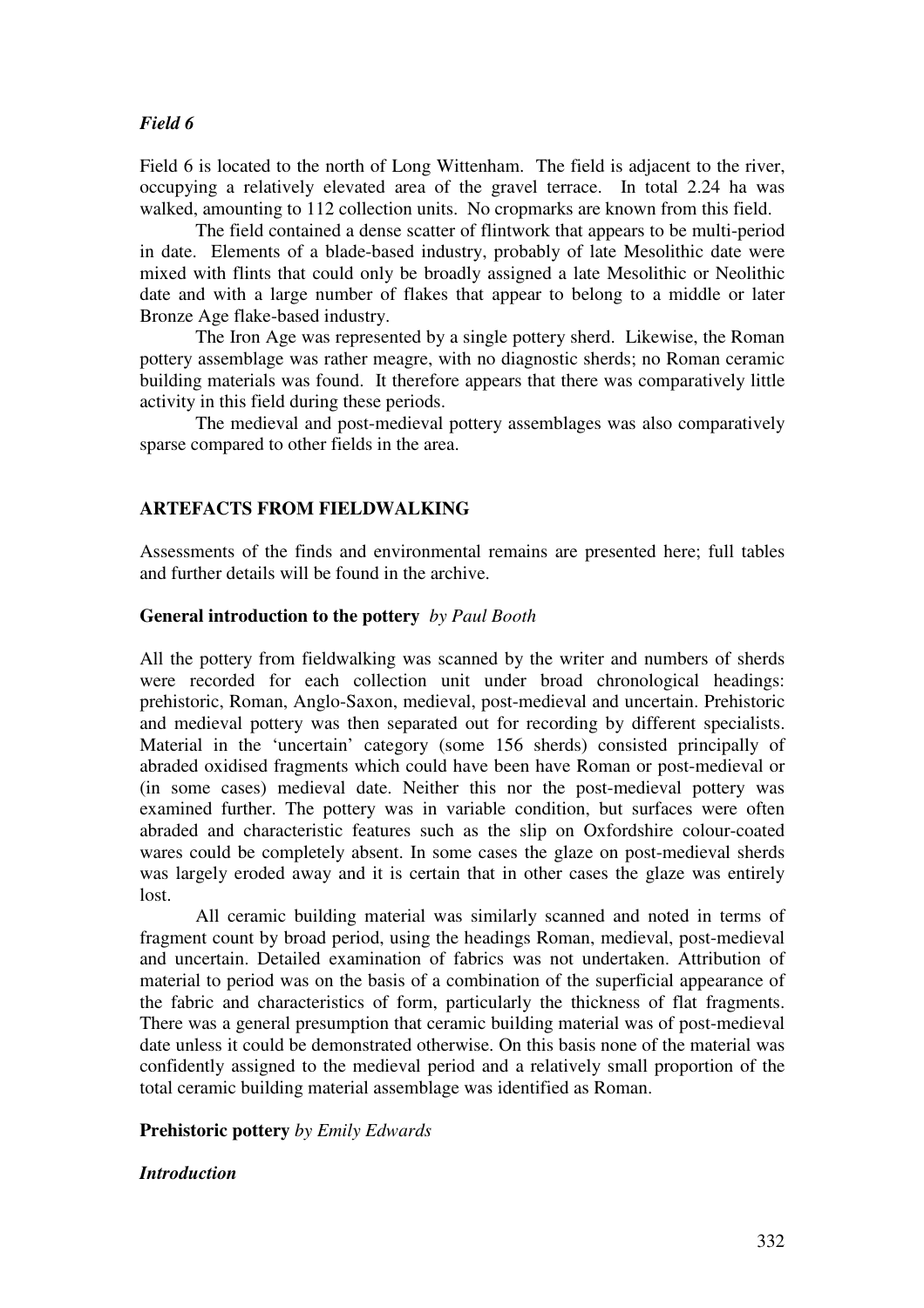### *Field 6*

Field 6 is located to the north of Long Wittenham. The field is adjacent to the river, occupying a relatively elevated area of the gravel terrace. In total 2.24 ha was walked, amounting to 112 collection units. No cropmarks are known from this field.

The field contained a dense scatter of flintwork that appears to be multi-period in date. Elements of a blade-based industry, probably of late Mesolithic date were mixed with flints that could only be broadly assigned a late Mesolithic or Neolithic date and with a large number of flakes that appear to belong to a middle or later Bronze Age flake-based industry.

The Iron Age was represented by a single pottery sherd. Likewise, the Roman pottery assemblage was rather meagre, with no diagnostic sherds; no Roman ceramic building materials was found. It therefore appears that there was comparatively little activity in this field during these periods.

The medieval and post-medieval pottery assemblages was also comparatively sparse compared to other fields in the area.

## ARTEFACTS FROM FIELDWALKING

Assessments of the finds and environmental remains are presented here; full tables and further details will be found in the archive.

### General introduction to the pottery *by Paul Booth*

All the pottery from fieldwalking was scanned by the writer and numbers of sherds were recorded for each collection unit under broad chronological headings: prehistoric, Roman, Anglo-Saxon, medieval, post-medieval and uncertain. Prehistoric and medieval pottery was then separated out for recording by different specialists. Material in the 'uncertain' category (some 156 sherds) consisted principally of abraded oxidised fragments which could have been have Roman or post-medieval or (in some cases) medieval date. Neither this nor the post-medieval pottery was examined further. The pottery was in variable condition, but surfaces were often abraded and characteristic features such as the slip on Oxfordshire colour-coated wares could be completely absent. In some cases the glaze on post-medieval sherds was largely eroded away and it is certain that in other cases the glaze was entirely lost.

All ceramic building material was similarly scanned and noted in terms of fragment count by broad period, using the headings Roman, medieval, post-medieval and uncertain. Detailed examination of fabrics was not undertaken. Attribution of material to period was on the basis of a combination of the superficial appearance of the fabric and characteristics of form, particularly the thickness of flat fragments. There was a general presumption that ceramic building material was of post-medieval date unless it could be demonstrated otherwise. On this basis none of the material was confidently assigned to the medieval period and a relatively small proportion of the total ceramic building material assemblage was identified as Roman.

### Prehistoric pottery *by Emily Edwards*

#### *Introduction*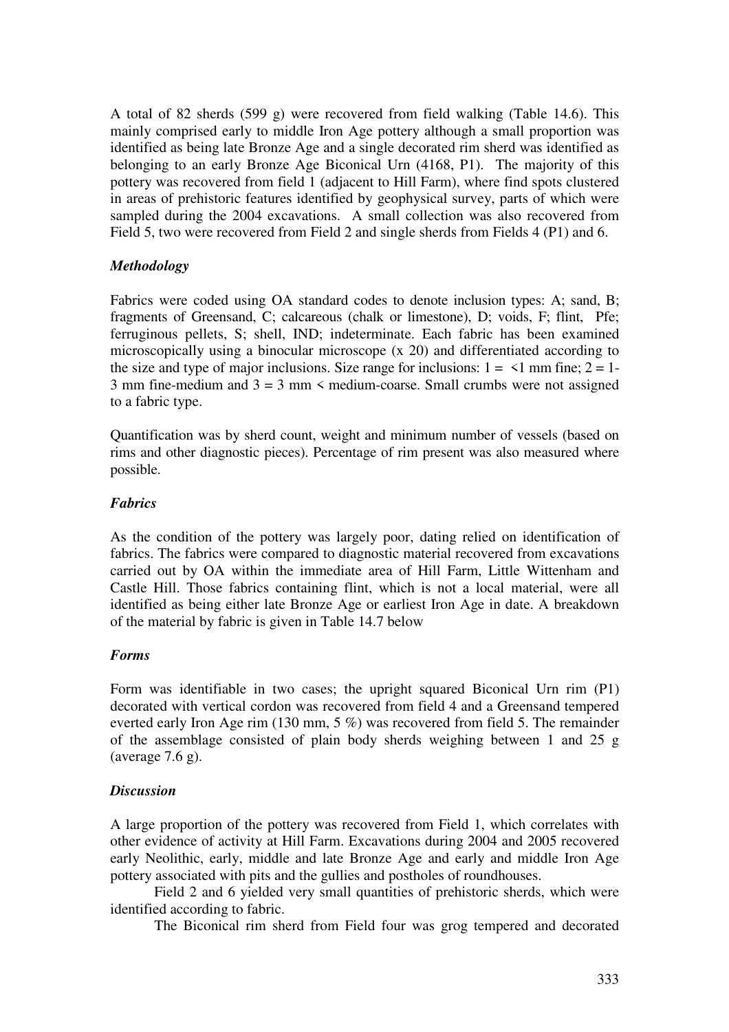A total of 82 sherds (599 g) were recovered from field walking (Table 14.6). This mainly comprised early to middle Iron Age pottery although a small proportion was identified as being late Bronze Age and a single decorated rim sherd was identified as belonging to an early Bronze Age Biconical Urn (4168, P1). The majority of this pottery was recovered from field 1 (adjacent to Hill Farm), where find spots clustered in areas of prehistoric features identified by geophysical survey, parts of which were sampled during the 2004 excavations. A small collection was also recovered from Field 5, two were recovered from Field 2 and single sherds from Fields 4 (P1) and 6.

### *Methodology*

Fabrics were coded using OA standard codes to denote inclusion types: A; sand, B; fragments of Greensand, C; calcareous (chalk or limestone), D; voids, F; flint, Pfe; ferruginous pellets, S; shell, IND; indeterminate. Each fabric has been examined microscopically using a binocular microscope (x 20) and differentiated according to the size and type of major inclusions. Size range for inclusions: 1 = <1 mm fine; 2 = 1-3 mm fine-medium and 3 = 3 mm < medium-coarse. Small crumbs were not assigned to a fabric type.

Quantification was by sherd count, weight and minimum number of vessels (based on rims and other diagnostic pieces). Percentage of rim present was also measured where possible.

### *Fabrics*

As the condition of the pottery was largely poor, dating relied on identification of fabrics. The fabrics were compared to diagnostic material recovered from excavations carried out by OA within the immediate area of Hill Farm, Little Wittenham and Castle Hill. Those fabrics containing flint, which is not a local material, were all identified as being either late Bronze Age or earliest Iron Age in date. A breakdown of the material by fabric is given in Table 14.7 below

### *Forms*

Form was identifiable in two cases; the upright squared Biconical Urn rim (P1) decorated with vertical cordon was recovered from field 4 and a Greensand tempered everted early Iron Age rim (130 mm, 5 %) was recovered from field 5. The remainder of the assemblage consisted of plain body sherds weighing between 1 and 25 g (average 7.6 g).

### *Discussion*

A large proportion of the pottery was recovered from Field 1, which correlates with other evidence of activity at Hill Farm. Excavations during 2004 and 2005 recovered early Neolithic, early, middle and late Bronze Age and early and middle Iron Age pottery associated with pits and the gullies and postholes of roundhouses.

Field 2 and 6 yielded very small quantities of prehistoric sherds, which were identified according to fabric.

The Biconical rim sherd from Field four was grog tempered and decorated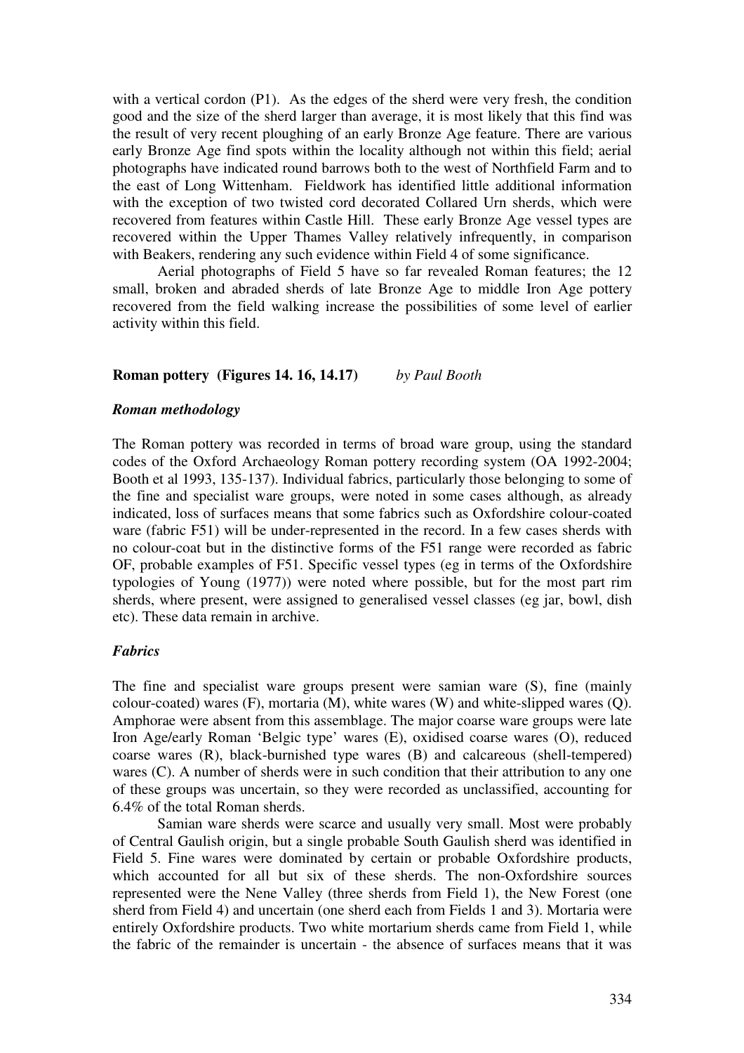with a vertical cordon (P1). As the edges of the sherd were very fresh, the condition good and the size of the sherd larger than average, it is most likely that this find was the result of very recent ploughing of an early Bronze Age feature. There are various early Bronze Age find spots within the locality although not within this field; aerial photographs have indicated round barrows both to the west of Northfield Farm and to the east of Long Wittenham. Fieldwork has identified little additional information with the exception of two twisted cord decorated Collared Urn sherds, which were recovered from features within Castle Hill. These early Bronze Age vessel types are recovered within the Upper Thames Valley relatively infrequently, in comparison with Beakers, rendering any such evidence within Field 4 of some significance.

Aerial photographs of Field 5 have so far revealed Roman features; the 12 small, broken and abraded sherds of late Bronze Age to middle Iron Age pottery recovered from the field walking increase the possibilities of some level of earlier activity within this field.

### Roman pottery (Figures 14. 16, 14.17) *by Paul Booth*

#### *Roman methodology*

The Roman pottery was recorded in terms of broad ware group, using the standard codes of the Oxford Archaeology Roman pottery recording system (OA 1992-2004; Booth et al 1993, 135-137). Individual fabrics, particularly those belonging to some of the fine and specialist ware groups, were noted in some cases although, as already indicated, loss of surfaces means that some fabrics such as Oxfordshire colour-coated ware (fabric F51) will be under-represented in the record. In a few cases sherds with no colour-coat but in the distinctive forms of the F51 range were recorded as fabric OF, probable examples of F51. Specific vessel types (eg in terms of the Oxfordshire typologies of Young (1977)) were noted where possible, but for the most part rim sherds, where present, were assigned to generalised vessel classes (eg jar, bowl, dish etc). These data remain in archive.

#### *Fabrics*

The fine and specialist ware groups present were samian ware (S), fine (mainly colour-coated) wares (F), mortaria (M), white wares (W) and white-slipped wares (Q). Amphorae were absent from this assemblage. The major coarse ware groups were late Iron Age/early Roman 'Belgic type' wares (E), oxidised coarse wares (O), reduced coarse wares (R), black-burnished type wares (B) and calcareous (shell-tempered) wares (C). A number of sherds were in such condition that their attribution to any one of these groups was uncertain, so they were recorded as unclassified, accounting for 6.4% of the total Roman sherds.

Samian ware sherds were scarce and usually very small. Most were probably of Central Gaulish origin, but a single probable South Gaulish sherd was identified in Field 5. Fine wares were dominated by certain or probable Oxfordshire products, which accounted for all but six of these sherds. The non-Oxfordshire sources represented were the Nene Valley (three sherds from Field 1), the New Forest (one sherd from Field 4) and uncertain (one sherd each from Fields 1 and 3). Mortaria were entirely Oxfordshire products. Two white mortarium sherds came from Field 1, while the fabric of the remainder is uncertain - the absence of surfaces means that it was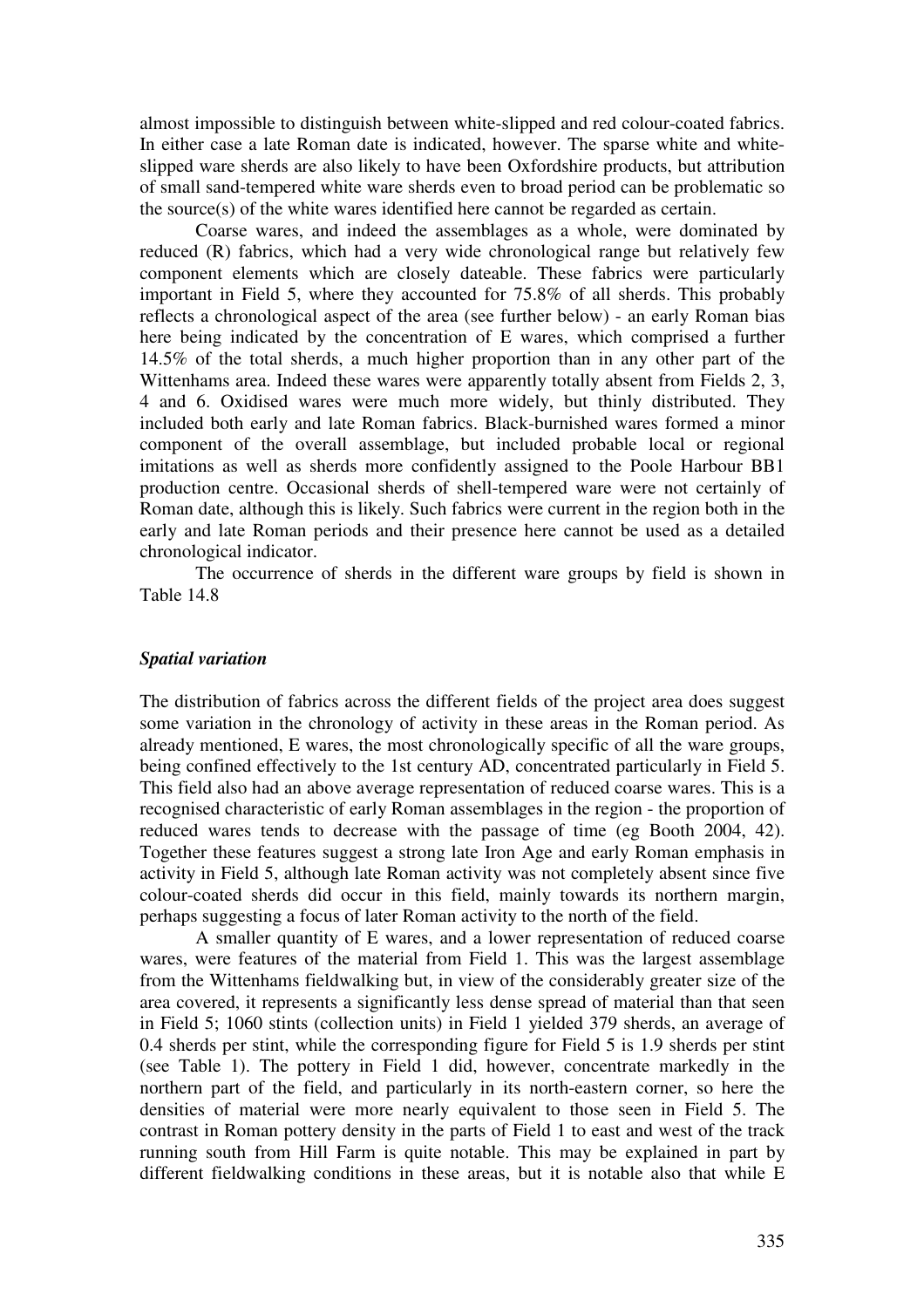almost impossible to distinguish between white-slipped and red colour-coated fabrics. In either case a late Roman date is indicated, however. The sparse white and white-slipped ware sherds are also likely to have been Oxfordshire products, but attribution of small sand-tempered white ware sherds even to broad period can be problematic so the source(s) of the white wares identified here cannot be regarded as certain.

Coarse wares, and indeed the assemblages as a whole, were dominated by reduced (R) fabrics, which had a very wide chronological range but relatively few component elements which are closely dateable. These fabrics were particularly important in Field 5, where they accounted for 75.8% of all sherds. This probably reflects a chronological aspect of the area (see further below) - an early Roman bias here being indicated by the concentration of E wares, which comprised a further 14.5% of the total sherds, a much higher proportion than in any other part of the Wittenhams area. Indeed these wares were apparently totally absent from Fields 2, 3, 4 and 6. Oxidised wares were much more widely, but thinly distributed. They included both early and late Roman fabrics. Black-burnished wares formed a minor component of the overall assemblage, but included probable local or regional imitations as well as sherds more confidently assigned to the Poole Harbour BB1 production centre. Occasional sherds of shell-tempered ware were not certainly of Roman date, although this is likely. Such fabrics were current in the region both in the early and late Roman periods and their presence here cannot be used as a detailed chronological indicator.

The occurrence of sherds in the different ware groups by field is shown in Table 14.8

### *Spatial variation*

The distribution of fabrics across the different fields of the project area does suggest some variation in the chronology of activity in these areas in the Roman period. As already mentioned, E wares, the most chronologically specific of all the ware groups, being confined effectively to the 1st century AD, concentrated particularly in Field 5. This field also had an above average representation of reduced coarse wares. This is a recognised characteristic of early Roman assemblages in the region - the proportion of reduced wares tends to decrease with the passage of time (eg Booth 2004, 42). Together these features suggest a strong late Iron Age and early Roman emphasis in activity in Field 5, although late Roman activity was not completely absent since five colour-coated sherds did occur in this field, mainly towards its northern margin, perhaps suggesting a focus of later Roman activity to the north of the field.

A smaller quantity of E wares, and a lower representation of reduced coarse wares, were features of the material from Field 1. This was the largest assemblage from the Wittenhams fieldwalking but, in view of the considerably greater size of the area covered, it represents a significantly less dense spread of material than that seen in Field 5; 1060 stints (collection units) in Field 1 yielded 379 sherds, an average of 0.4 sherds per stint, while the corresponding figure for Field 5 is 1.9 sherds per stint (see Table 1). The pottery in Field 1 did, however, concentrate markedly in the northern part of the field, and particularly in its north-eastern corner, so here the densities of material were more nearly equivalent to those seen in Field 5. The contrast in Roman pottery density in the parts of Field 1 to east and west of the track running south from Hill Farm is quite notable. This may be explained in part by different fieldwalking conditions in these areas, but it is notable also that while E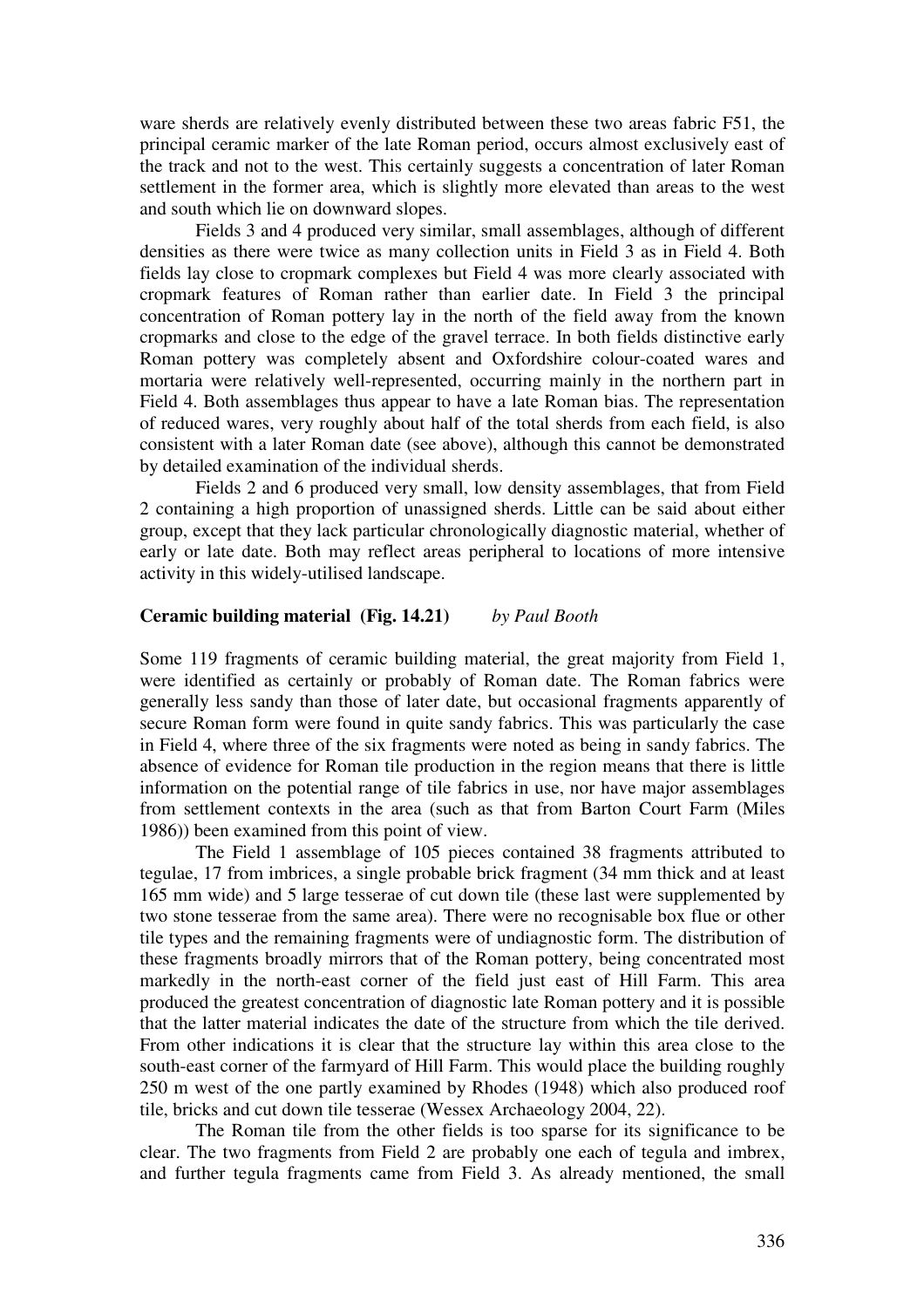ware sherds are relatively evenly distributed between these two areas fabric F51, the principal ceramic marker of the late Roman period, occurs almost exclusively east of the track and not to the west. This certainly suggests a concentration of later Roman settlement in the former area, which is slightly more elevated than areas to the west and south which lie on downward slopes.

Fields 3 and 4 produced very similar, small assemblages, although of different densities as there were twice as many collection units in Field 3 as in Field 4. Both fields lay close to cropmark complexes but Field 4 was more clearly associated with cropmark features of Roman rather than earlier date. In Field 3 the principal concentration of Roman pottery lay in the north of the field away from the known cropmarks and close to the edge of the gravel terrace. In both fields distinctive early Roman pottery was completely absent and Oxfordshire colour-coated wares and mortaria were relatively well-represented, occurring mainly in the northern part in Field 4. Both assemblages thus appear to have a late Roman bias. The representation of reduced wares, very roughly about half of the total sherds from each field, is also consistent with a later Roman date (see above), although this cannot be demonstrated by detailed examination of the individual sherds.

Fields 2 and 6 produced very small, low density assemblages, that from Field 2 containing a high proportion of unassigned sherds. Little can be said about either group, except that they lack particular chronologically diagnostic material, whether of early or late date. Both may reflect areas peripheral to locations of more intensive activity in this widely-utilised landscape.

### Ceramic building material (Fig. 14.21) *by Paul Booth*

Some 119 fragments of ceramic building material, the great majority from Field 1, were identified as certainly or probably of Roman date. The Roman fabrics were generally less sandy than those of later date, but occasional fragments apparently of secure Roman form were found in quite sandy fabrics. This was particularly the case in Field 4, where three of the six fragments were noted as being in sandy fabrics. The absence of evidence for Roman tile production in the region means that there is little information on the potential range of tile fabrics in use, nor have major assemblages from settlement contexts in the area (such as that from Barton Court Farm (Miles 1986)) been examined from this point of view.

The Field 1 assemblage of 105 pieces contained 38 fragments attributed to tegulae, 17 from imbrices, a single probable brick fragment (34 mm thick and at least 165 mm wide) and 5 large tesserae of cut down tile (these last were supplemented by two stone tesserae from the same area). There were no recognisable box flue or other tile types and the remaining fragments were of undiagnostic form. The distribution of these fragments broadly mirrors that of the Roman pottery, being concentrated most markedly in the north-east corner of the field just east of Hill Farm. This area produced the greatest concentration of diagnostic late Roman pottery and it is possible that the latter material indicates the date of the structure from which the tile derived. From other indications it is clear that the structure lay within this area close to the south-east corner of the farmyard of Hill Farm. This would place the building roughly 250 m west of the one partly examined by Rhodes (1948) which also produced roof tile, bricks and cut down tile tesserae (Wessex Archaeology 2004, 22).

The Roman tile from the other fields is too sparse for its significance to be clear. The two fragments from Field 2 are probably one each of tegula and imbrex, and further tegula fragments came from Field 3. As already mentioned, the small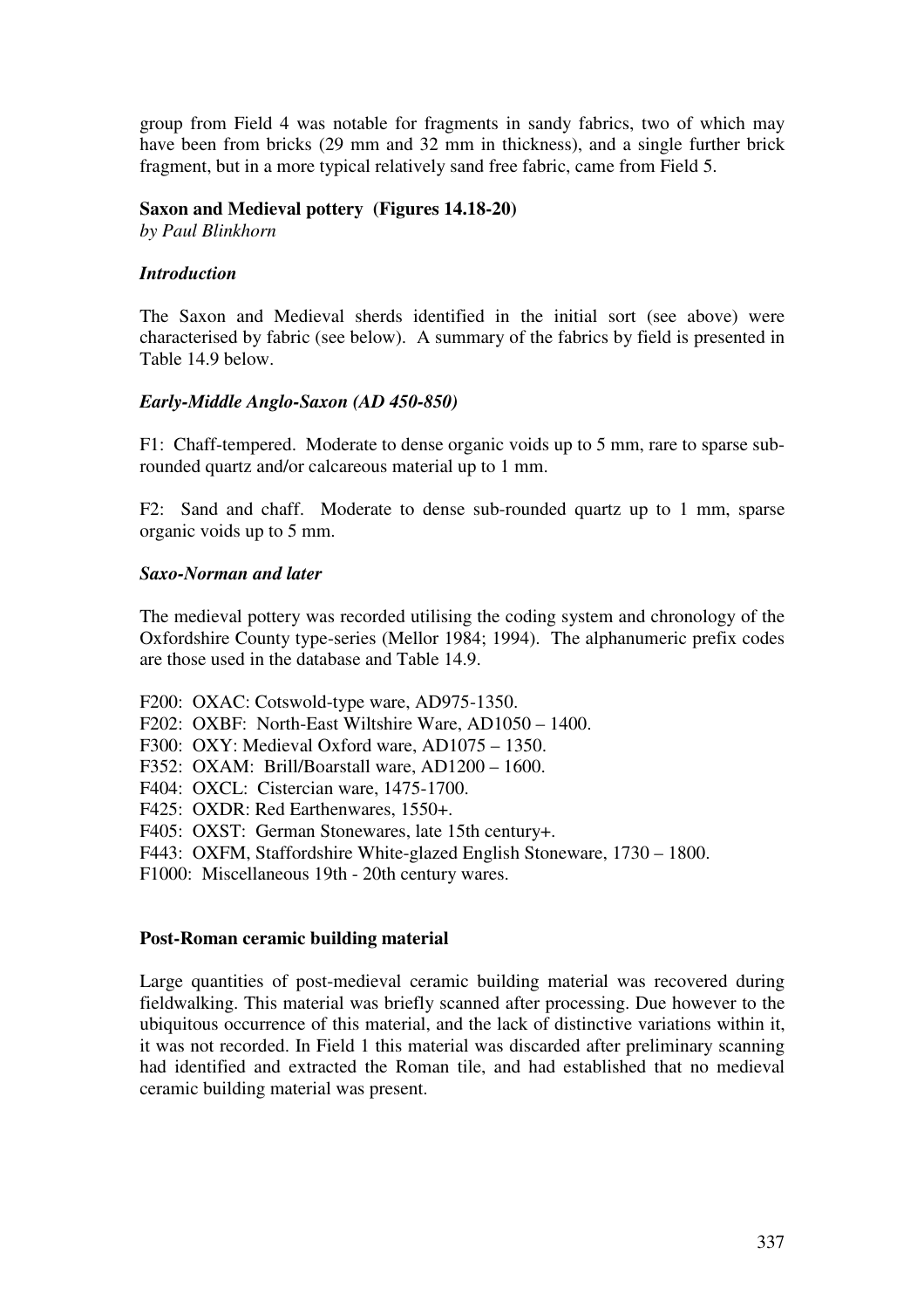group from Field 4 was notable for fragments in sandy fabrics, two of which may have been from bricks (29 mm and 32 mm in thickness), and a single further brick fragment, but in a more typical relatively sand free fabric, came from Field 5.

## Saxon and Medieval pottery (Figures 14.18-20)

*by Paul Blinkhorn*

### *Introduction*

The Saxon and Medieval sherds identified in the initial sort (see above) were characterised by fabric (see below). A summary of the fabrics by field is presented in Table 14.9 below.

### *Early-Middle Anglo-Saxon (AD 450-850)*

F1: Chaff-tempered. Moderate to dense organic voids up to 5 mm, rare to sparse sub-rounded quartz and/or calcareous material up to 1 mm.

F2: Sand and chaff. Moderate to dense sub-rounded quartz up to 1 mm, sparse organic voids up to 5 mm.

### *Saxo-Norman and later*

The medieval pottery was recorded utilising the coding system and chronology of the Oxfordshire County type-series (Mellor 1984; 1994). The alphanumeric prefix codes are those used in the database and Table 14.9.

F200: OXAC: Cotswold-type ware, AD975-1350.
F202: OXBF: North-East Wiltshire Ware, AD1050 – 1400.
F300: OXY: Medieval Oxford ware, AD1075 – 1350.
F352: OXAM: Brill/Boarstall ware, AD1200 – 1600.
F404: OXCL: Cistercian ware, 1475-1700.
F425: OXDR: Red Earthenwares, 1550+.
F405: OXST: German Stonewares, late 15th century+.
F443: OXFM, Staffordshire White-glazed English Stoneware, 1730 – 1800.
F1000: Miscellaneous 19th - 20th century wares.

## Post-Roman ceramic building material

Large quantities of post-medieval ceramic building material was recovered during fieldwalking. This material was briefly scanned after processing. Due however to the ubiquitous occurrence of this material, and the lack of distinctive variations within it, it was not recorded. In Field 1 this material was discarded after preliminary scanning had identified and extracted the Roman tile, and had established that no medieval ceramic building material was present.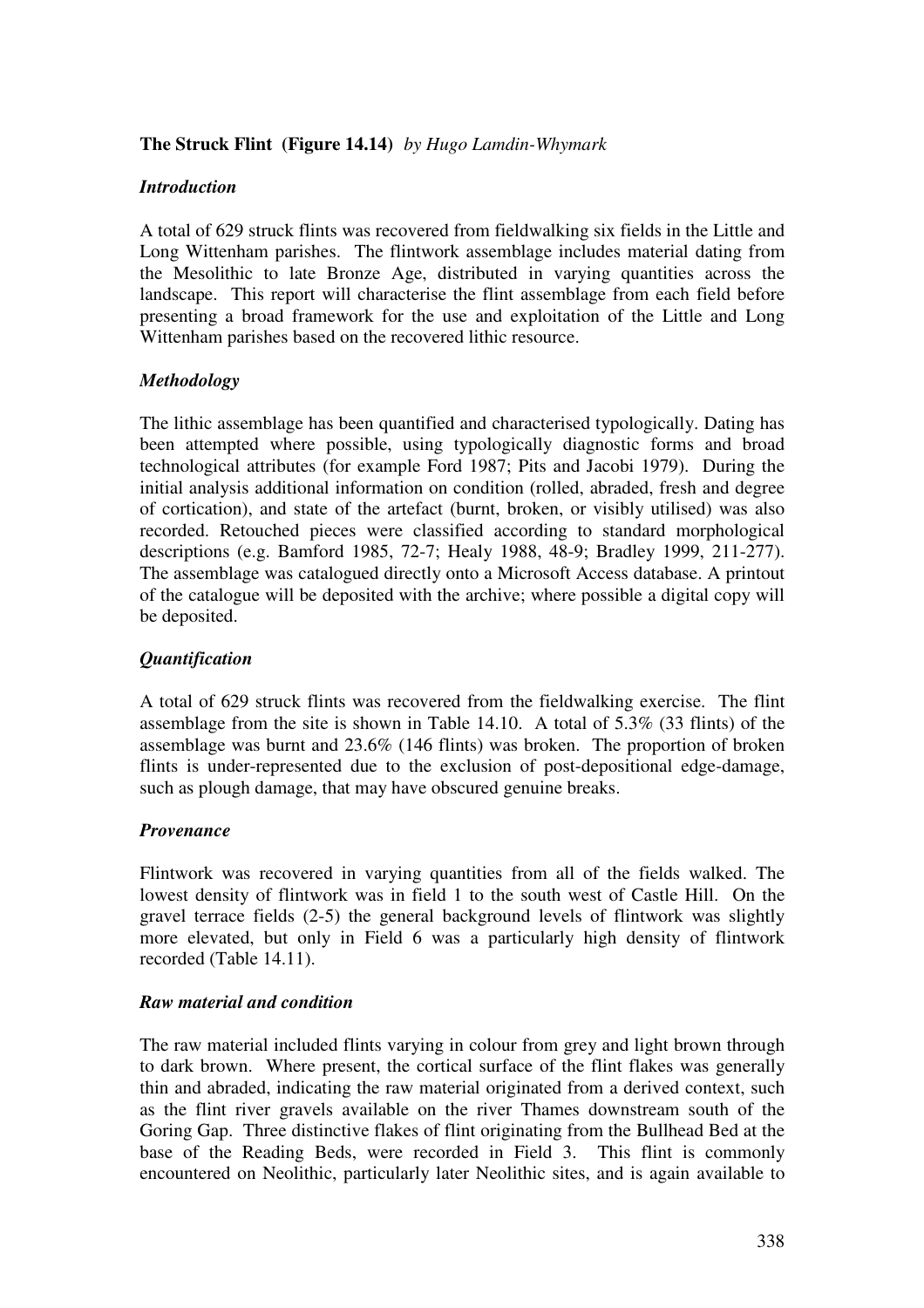**The Struck Flint (Figure 14.14)** *by Hugo Lamdin-Whymark*

***Introduction***

A total of 629 struck flints was recovered from fieldwalking six fields in the Little and Long Wittenham parishes. The flintwork assemblage includes material dating from the Mesolithic to late Bronze Age, distributed in varying quantities across the landscape. This report will characterise the flint assemblage from each field before presenting a broad framework for the use and exploitation of the Little and Long Wittenham parishes based on the recovered lithic resource.

***Methodology***

The lithic assemblage has been quantified and characterised typologically. Dating has been attempted where possible, using typologically diagnostic forms and broad technological attributes (for example Ford 1987; Pits and Jacobi 1979). During the initial analysis additional information on condition (rolled, abraded, fresh and degree of cortication), and state of the artefact (burnt, broken, or visibly utilised) was also recorded. Retouched pieces were classified according to standard morphological descriptions (e.g. Bamford 1985, 72-7; Healy 1988, 48-9; Bradley 1999, 211-277). The assemblage was catalogued directly onto a Microsoft Access database. A printout of the catalogue will be deposited with the archive; where possible a digital copy will be deposited.

***Quantification***

A total of 629 struck flints was recovered from the fieldwalking exercise. The flint assemblage from the site is shown in Table 14.10. A total of 5.3% (33 flints) of the assemblage was burnt and 23.6% (146 flints) was broken. The proportion of broken flints is under-represented due to the exclusion of post-depositional edge-damage, such as plough damage, that may have obscured genuine breaks.

***Provenance***

Flintwork was recovered in varying quantities from all of the fields walked. The lowest density of flintwork was in field 1 to the south west of Castle Hill. On the gravel terrace fields (2-5) the general background levels of flintwork was slightly more elevated, but only in Field 6 was a particularly high density of flintwork recorded (Table 14.11).

***Raw material and condition***

The raw material included flints varying in colour from grey and light brown through to dark brown. Where present, the cortical surface of the flint flakes was generally thin and abraded, indicating the raw material originated from a derived context, such as the flint river gravels available on the river Thames downstream south of the Goring Gap. Three distinctive flakes of flint originating from the Bullhead Bed at the base of the Reading Beds, were recorded in Field 3. This flint is commonly encountered on Neolithic, particularly later Neolithic sites, and is again available to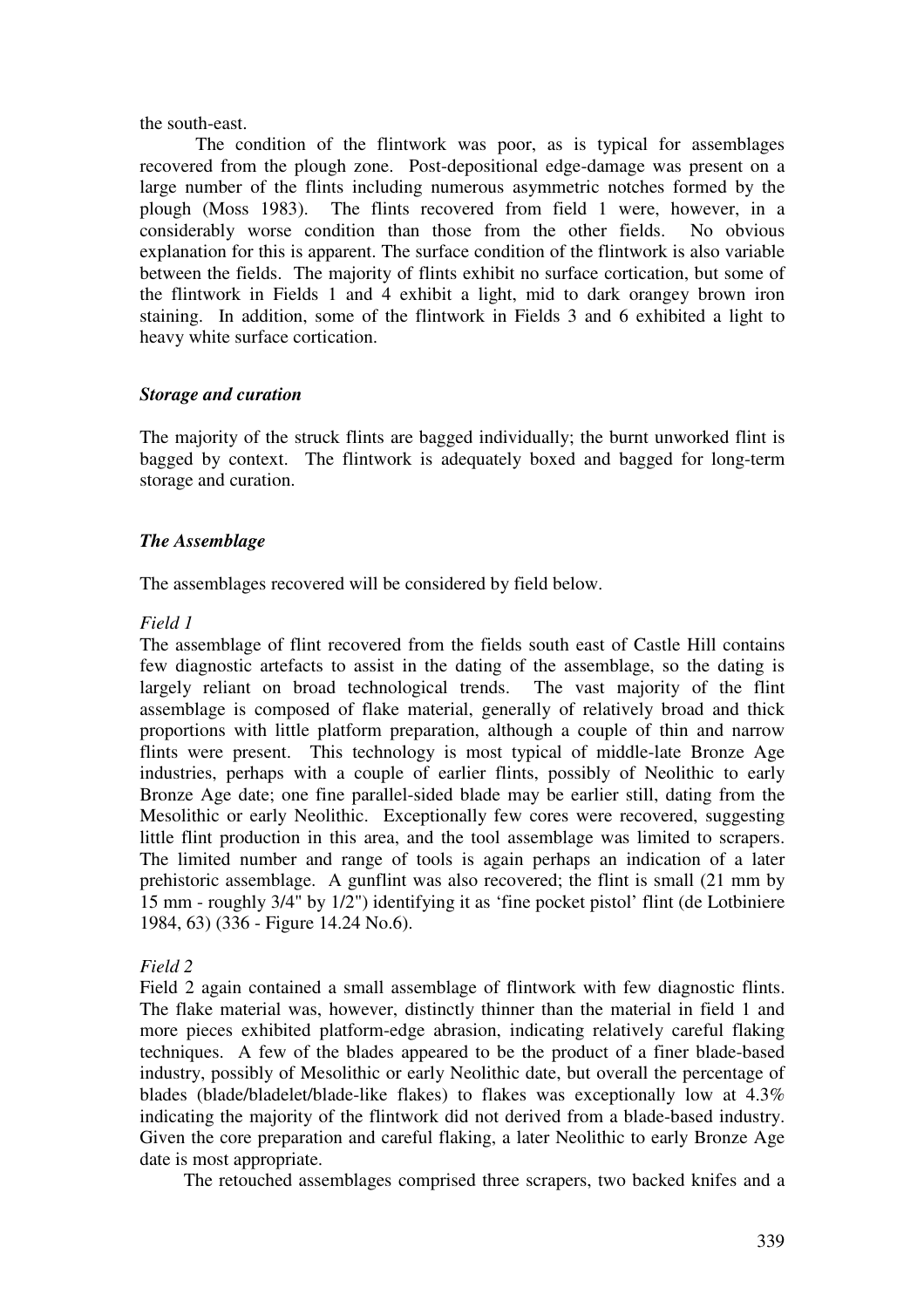the south-east.

The condition of the flintwork was poor, as is typical for assemblages recovered from the plough zone. Post-depositional edge-damage was present on a large number of the flints including numerous asymmetric notches formed by the plough (Moss 1983). The flints recovered from field 1 were, however, in a considerably worse condition than those from the other fields. No obvious explanation for this is apparent. The surface condition of the flintwork is also variable between the fields. The majority of flints exhibit no surface cortication, but some of the flintwork in Fields 1 and 4 exhibit a light, mid to dark orangey brown iron staining. In addition, some of the flintwork in Fields 3 and 6 exhibited a light to heavy white surface cortication.

### *Storage and curation*

The majority of the struck flints are bagged individually; the burnt unworked flint is bagged by context. The flintwork is adequately boxed and bagged for long-term storage and curation.

### *The Assemblage*

The assemblages recovered will be considered by field below.

*Field 1*

The assemblage of flint recovered from the fields south east of Castle Hill contains few diagnostic artefacts to assist in the dating of the assemblage, so the dating is largely reliant on broad technological trends. The vast majority of the flint assemblage is composed of flake material, generally of relatively broad and thick proportions with little platform preparation, although a couple of thin and narrow flints were present. This technology is most typical of middle-late Bronze Age industries, perhaps with a couple of earlier flints, possibly of Neolithic to early Bronze Age date; one fine parallel-sided blade may be earlier still, dating from the Mesolithic or early Neolithic. Exceptionally few cores were recovered, suggesting little flint production in this area, and the tool assemblage was limited to scrapers. The limited number and range of tools is again perhaps an indication of a later prehistoric assemblage. A gunflint was also recovered; the flint is small (21 mm by 15 mm - roughly 3/4" by 1/2") identifying it as 'fine pocket pistol' flint (de Lotbiniere 1984, 63) (336 - Figure 14.24 No.6).

*Field 2*

Field 2 again contained a small assemblage of flintwork with few diagnostic flints. The flake material was, however, distinctly thinner than the material in field 1 and more pieces exhibited platform-edge abrasion, indicating relatively careful flaking techniques. A few of the blades appeared to be the product of a finer blade-based industry, possibly of Mesolithic or early Neolithic date, but overall the percentage of blades (blade/bladelet/blade-like flakes) to flakes was exceptionally low at 4.3% indicating the majority of the flintwork did not derived from a blade-based industry. Given the core preparation and careful flaking, a later Neolithic to early Bronze Age date is most appropriate.

The retouched assemblages comprised three scrapers, two backed knifes and a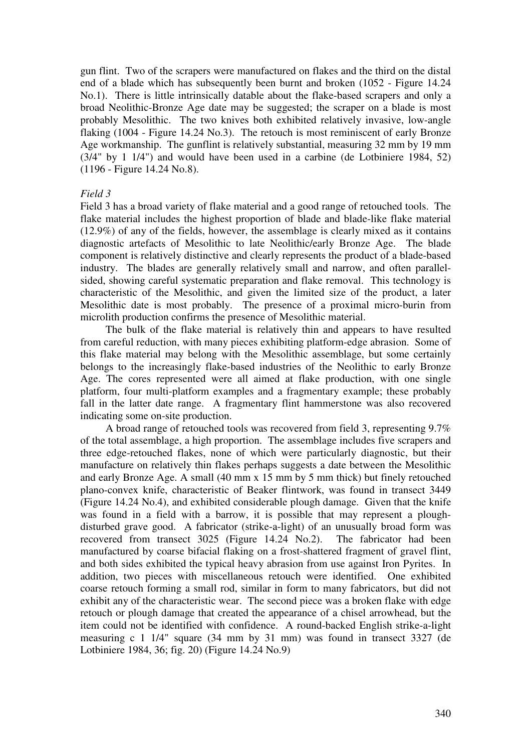gun flint. Two of the scrapers were manufactured on flakes and the third on the distal end of a blade which has subsequently been burnt and broken (1052 - Figure 14.24 No.1). There is little intrinsically datable about the flake-based scrapers and only a broad Neolithic-Bronze Age date may be suggested; the scraper on a blade is most probably Mesolithic. The two knives both exhibited relatively invasive, low-angle flaking (1004 - Figure 14.24 No.3). The retouch is most reminiscent of early Bronze Age workmanship. The gunflint is relatively substantial, measuring 32 mm by 19 mm (3/4" by 1 1/4") and would have been used in a carbine (de Lotbiniere 1984, 52) (1196 - Figure 14.24 No.8).

*Field 3*

Field 3 has a broad variety of flake material and a good range of retouched tools. The flake material includes the highest proportion of blade and blade-like flake material (12.9%) of any of the fields, however, the assemblage is clearly mixed as it contains diagnostic artefacts of Mesolithic to late Neolithic/early Bronze Age. The blade component is relatively distinctive and clearly represents the product of a blade-based industry. The blades are generally relatively small and narrow, and often parallel-sided, showing careful systematic preparation and flake removal. This technology is characteristic of the Mesolithic, and given the limited size of the product, a later Mesolithic date is most probably. The presence of a proximal micro-burin from microlith production confirms the presence of Mesolithic material.

The bulk of the flake material is relatively thin and appears to have resulted from careful reduction, with many pieces exhibiting platform-edge abrasion. Some of this flake material may belong with the Mesolithic assemblage, but some certainly belongs to the increasingly flake-based industries of the Neolithic to early Bronze Age. The cores represented were all aimed at flake production, with one single platform, four multi-platform examples and a fragmentary example; these probably fall in the latter date range. A fragmentary flint hammerstone was also recovered indicating some on-site production.

A broad range of retouched tools was recovered from field 3, representing 9.7% of the total assemblage, a high proportion. The assemblage includes five scrapers and three edge-retouched flakes, none of which were particularly diagnostic, but their manufacture on relatively thin flakes perhaps suggests a date between the Mesolithic and early Bronze Age. A small (40 mm x 15 mm by 5 mm thick) but finely retouched plano-convex knife, characteristic of Beaker flintwork, was found in transect 3449 (Figure 14.24 No.4), and exhibited considerable plough damage. Given that the knife was found in a field with a barrow, it is possible that may represent a plough-disturbed grave good. A fabricator (strike-a-light) of an unusually broad form was recovered from transect 3025 (Figure 14.24 No.2). The fabricator had been manufactured by coarse bifacial flaking on a frost-shattered fragment of gravel flint, and both sides exhibited the typical heavy abrasion from use against Iron Pyrites. In addition, two pieces with miscellaneous retouch were identified. One exhibited coarse retouch forming a small rod, similar in form to many fabricators, but did not exhibit any of the characteristic wear. The second piece was a broken flake with edge retouch or plough damage that created the appearance of a chisel arrowhead, but the item could not be identified with confidence. A round-backed English strike-a-light measuring c 1 1/4" square (34 mm by 31 mm) was found in transect 3327 (de Lotbiniere 1984, 36; fig. 20) (Figure 14.24 No.9)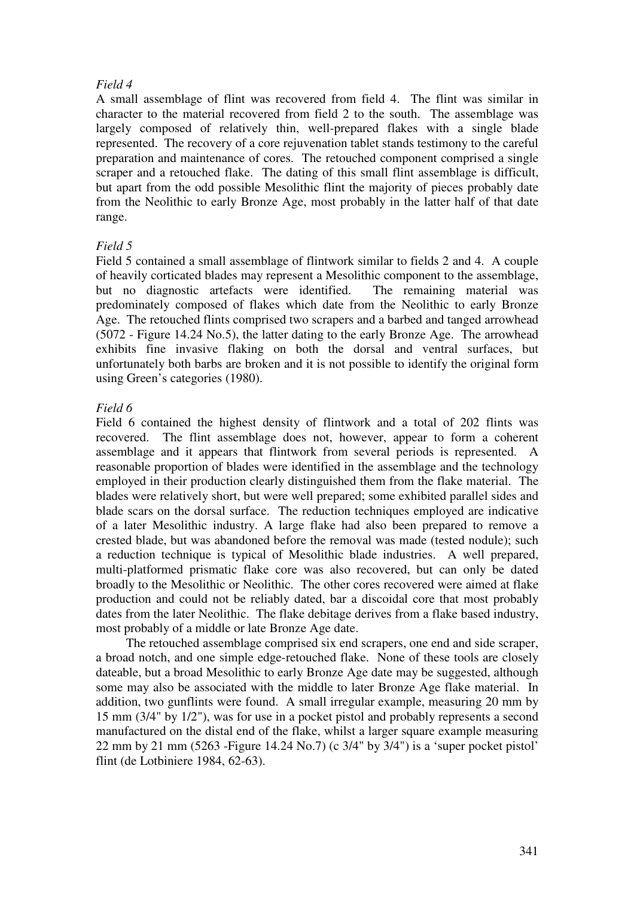*Field 4*

A small assemblage of flint was recovered from field 4. The flint was similar in character to the material recovered from field 2 to the south. The assemblage was largely composed of relatively thin, well-prepared flakes with a single blade represented. The recovery of a core rejuvenation tablet stands testimony to the careful preparation and maintenance of cores. The retouched component comprised a single scraper and a retouched flake. The dating of this small flint assemblage is difficult, but apart from the odd possible Mesolithic flint the majority of pieces probably date from the Neolithic to early Bronze Age, most probably in the latter half of that date range.

*Field 5*

Field 5 contained a small assemblage of flintwork similar to fields 2 and 4. A couple of heavily corticated blades may represent a Mesolithic component to the assemblage, but no diagnostic artefacts were identified. The remaining material was predominately composed of flakes which date from the Neolithic to early Bronze Age. The retouched flints comprised two scrapers and a barbed and tanged arrowhead (5072 - Figure 14.24 No.5), the latter dating to the early Bronze Age. The arrowhead exhibits fine invasive flaking on both the dorsal and ventral surfaces, but unfortunately both barbs are broken and it is not possible to identify the original form using Green's categories (1980).

*Field 6*

Field 6 contained the highest density of flintwork and a total of 202 flints was recovered. The flint assemblage does not, however, appear to form a coherent assemblage and it appears that flintwork from several periods is represented. A reasonable proportion of blades were identified in the assemblage and the technology employed in their production clearly distinguished them from the flake material. The blades were relatively short, but were well prepared; some exhibited parallel sides and blade scars on the dorsal surface. The reduction techniques employed are indicative of a later Mesolithic industry. A large flake had also been prepared to remove a crested blade, but was abandoned before the removal was made (tested nodule); such a reduction technique is typical of Mesolithic blade industries. A well prepared, multi-platformed prismatic flake core was also recovered, but can only be dated broadly to the Mesolithic or Neolithic. The other cores recovered were aimed at flake production and could not be reliably dated, bar a discoidal core that most probably dates from the later Neolithic. The flake debitage derives from a flake based industry, most probably of a middle or late Bronze Age date.

The retouched assemblage comprised six end scrapers, one end and side scraper, a broad notch, and one simple edge-retouched flake. None of these tools are closely dateable, but a broad Mesolithic to early Bronze Age date may be suggested, although some may also be associated with the middle to later Bronze Age flake material. In addition, two gunflints were found. A small irregular example, measuring 20 mm by 15 mm (3/4" by 1/2"), was for use in a pocket pistol and probably represents a second manufactured on the distal end of the flake, whilst a larger square example measuring 22 mm by 21 mm (5263 -Figure 14.24 No.7) (c 3/4" by 3/4") is a 'super pocket pistol' flint (de Lotbiniere 1984, 62-63).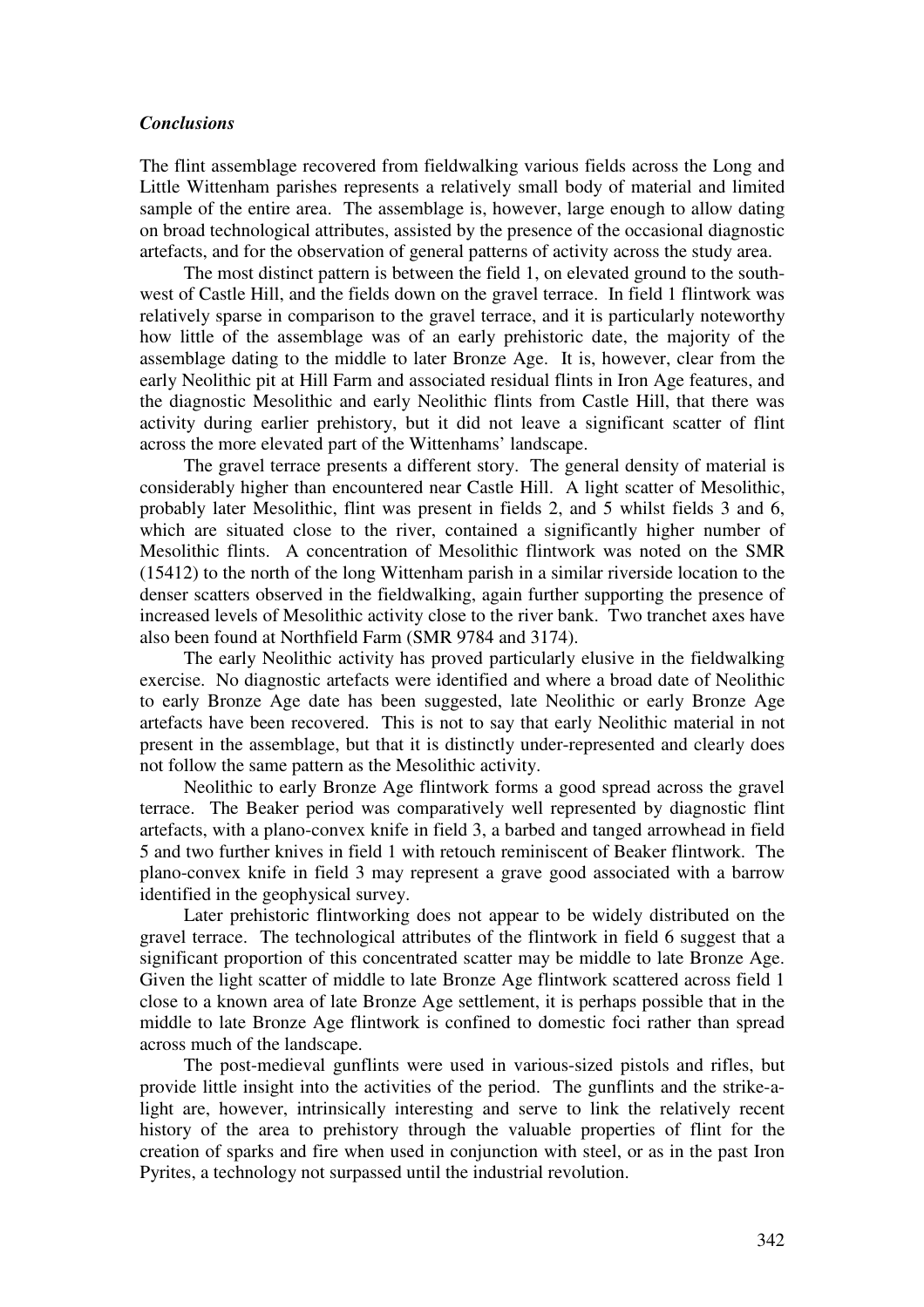### *Conclusions*

The flint assemblage recovered from fieldwalking various fields across the Long and Little Wittenham parishes represents a relatively small body of material and limited sample of the entire area. The assemblage is, however, large enough to allow dating on broad technological attributes, assisted by the presence of the occasional diagnostic artefacts, and for the observation of general patterns of activity across the study area.

The most distinct pattern is between the field 1, on elevated ground to the south-west of Castle Hill, and the fields down on the gravel terrace. In field 1 flintwork was relatively sparse in comparison to the gravel terrace, and it is particularly noteworthy how little of the assemblage was of an early prehistoric date, the majority of the assemblage dating to the middle to later Bronze Age. It is, however, clear from the early Neolithic pit at Hill Farm and associated residual flints in Iron Age features, and the diagnostic Mesolithic and early Neolithic flints from Castle Hill, that there was activity during earlier prehistory, but it did not leave a significant scatter of flint across the more elevated part of the Wittenhams' landscape.

The gravel terrace presents a different story. The general density of material is considerably higher than encountered near Castle Hill. A light scatter of Mesolithic, probably later Mesolithic, flint was present in fields 2, and 5 whilst fields 3 and 6, which are situated close to the river, contained a significantly higher number of Mesolithic flints. A concentration of Mesolithic flintwork was noted on the SMR (15412) to the north of the long Wittenham parish in a similar riverside location to the denser scatters observed in the fieldwalking, again further supporting the presence of increased levels of Mesolithic activity close to the river bank. Two tranchet axes have also been found at Northfield Farm (SMR 9784 and 3174).

The early Neolithic activity has proved particularly elusive in the fieldwalking exercise. No diagnostic artefacts were identified and where a broad date of Neolithic to early Bronze Age date has been suggested, late Neolithic or early Bronze Age artefacts have been recovered. This is not to say that early Neolithic material in not present in the assemblage, but that it is distinctly under-represented and clearly does not follow the same pattern as the Mesolithic activity.

Neolithic to early Bronze Age flintwork forms a good spread across the gravel terrace. The Beaker period was comparatively well represented by diagnostic flint artefacts, with a plano-convex knife in field 3, a barbed and tanged arrowhead in field 5 and two further knives in field 1 with retouch reminiscent of Beaker flintwork. The plano-convex knife in field 3 may represent a grave good associated with a barrow identified in the geophysical survey.

Later prehistoric flintworking does not appear to be widely distributed on the gravel terrace. The technological attributes of the flintwork in field 6 suggest that a significant proportion of this concentrated scatter may be middle to late Bronze Age. Given the light scatter of middle to late Bronze Age flintwork scattered across field 1 close to a known area of late Bronze Age settlement, it is perhaps possible that in the middle to late Bronze Age flintwork is confined to domestic foci rather than spread across much of the landscape.

The post-medieval gunflints were used in various-sized pistols and rifles, but provide little insight into the activities of the period. The gunflints and the strike-a-light are, however, intrinsically interesting and serve to link the relatively recent history of the area to prehistory through the valuable properties of flint for the creation of sparks and fire when used in conjunction with steel, or as in the past Iron Pyrites, a technology not surpassed until the industrial revolution.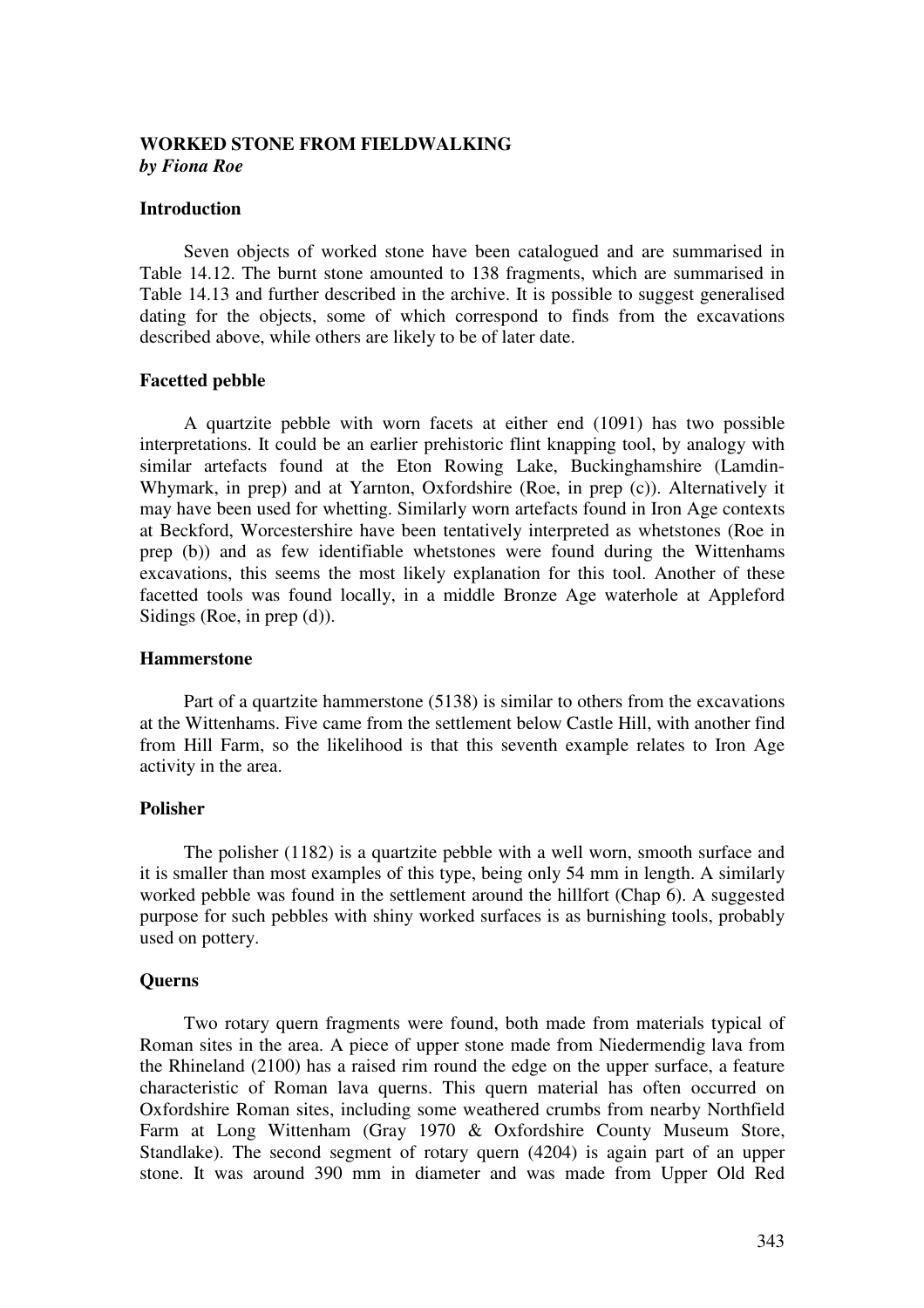## WORKED STONE FROM FIELDWALKING

***by Fiona Roe***

### Introduction

Seven objects of worked stone have been catalogued and are summarised in Table 14.12. The burnt stone amounted to 138 fragments, which are summarised in Table 14.13 and further described in the archive. It is possible to suggest generalised dating for the objects, some of which correspond to finds from the excavations described above, while others are likely to be of later date.

### Facetted pebble

A quartzite pebble with worn facets at either end (1091) has two possible interpretations. It could be an earlier prehistoric flint knapping tool, by analogy with similar artefacts found at the Eton Rowing Lake, Buckinghamshire (Lamdin-Whymark, in prep) and at Yarnton, Oxfordshire (Roe, in prep (c)). Alternatively it may have been used for whetting. Similarly worn artefacts found in Iron Age contexts at Beckford, Worcestershire have been tentatively interpreted as whetstones (Roe in prep (b)) and as few identifiable whetstones were found during the Wittenhams excavations, this seems the most likely explanation for this tool. Another of these facetted tools was found locally, in a middle Bronze Age waterhole at Appleford Sidings (Roe, in prep (d)).

### Hammerstone

Part of a quartzite hammerstone (5138) is similar to others from the excavations at the Wittenhams. Five came from the settlement below Castle Hill, with another find from Hill Farm, so the likelihood is that this seventh example relates to Iron Age activity in the area.

### Polisher

The polisher (1182) is a quartzite pebble with a well worn, smooth surface and it is smaller than most examples of this type, being only 54 mm in length. A similarly worked pebble was found in the settlement around the hillfort (Chap 6). A suggested purpose for such pebbles with shiny worked surfaces is as burnishing tools, probably used on pottery.

### Querns

Two rotary quern fragments were found, both made from materials typical of Roman sites in the area. A piece of upper stone made from Niedermendig lava from the Rhineland (2100) has a raised rim round the edge on the upper surface, a feature characteristic of Roman lava querns. This quern material has often occurred on Oxfordshire Roman sites, including some weathered crumbs from nearby Northfield Farm at Long Wittenham (Gray 1970 & Oxfordshire County Museum Store, Standlake). The second segment of rotary quern (4204) is again part of an upper stone. It was around 390 mm in diameter and was made from Upper Old Red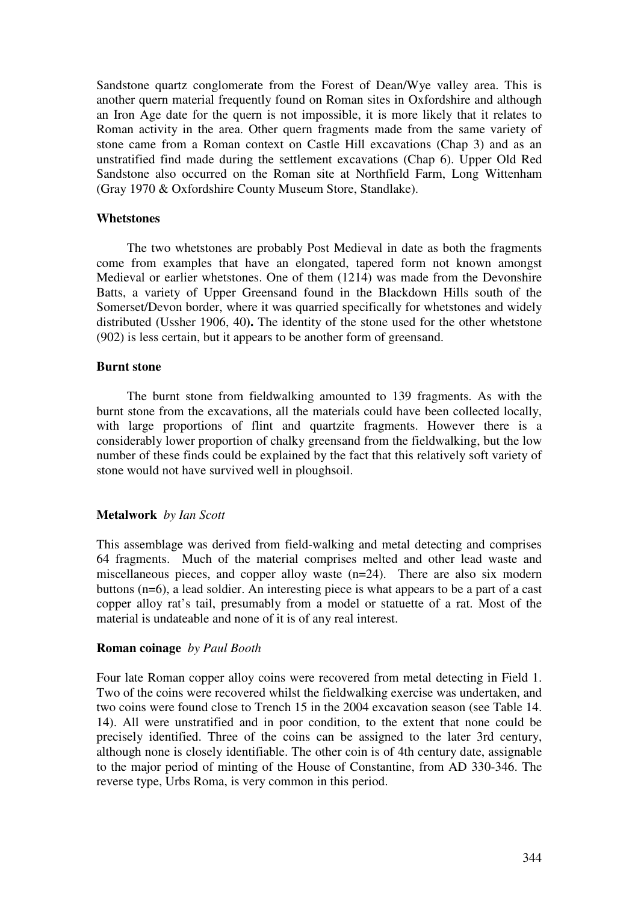Sandstone quartz conglomerate from the Forest of Dean/Wye valley area. This is another quern material frequently found on Roman sites in Oxfordshire and although an Iron Age date for the quern is not impossible, it is more likely that it relates to Roman activity in the area. Other quern fragments made from the same variety of stone came from a Roman context on Castle Hill excavations (Chap 3) and as an unstratified find made during the settlement excavations (Chap 6). Upper Old Red Sandstone also occurred on the Roman site at Northfield Farm, Long Wittenham (Gray 1970 & Oxfordshire County Museum Store, Standlake).

**Whetstones**

The two whetstones are probably Post Medieval in date as both the fragments come from examples that have an elongated, tapered form not known amongst Medieval or earlier whetstones. One of them (1214) was made from the Devonshire Batts, a variety of Upper Greensand found in the Blackdown Hills south of the Somerset/Devon border, where it was quarried specifically for whetstones and widely distributed (Ussher 1906, 40)**.** The identity of the stone used for the other whetstone (902) is less certain, but it appears to be another form of greensand.

**Burnt stone**

The burnt stone from fieldwalking amounted to 139 fragments. As with the burnt stone from the excavations, all the materials could have been collected locally, with large proportions of flint and quartzite fragments. However there is a considerably lower proportion of chalky greensand from the fieldwalking, but the low number of these finds could be explained by the fact that this relatively soft variety of stone would not have survived well in ploughsoil.

**Metalwork** *by Ian Scott*

This assemblage was derived from field-walking and metal detecting and comprises 64 fragments. Much of the material comprises melted and other lead waste and miscellaneous pieces, and copper alloy waste (n=24). There are also six modern buttons (n=6), a lead soldier. An interesting piece is what appears to be a part of a cast copper alloy rat's tail, presumably from a model or statuette of a rat. Most of the material is undateable and none of it is of any real interest.

**Roman coinage** *by Paul Booth*

Four late Roman copper alloy coins were recovered from metal detecting in Field 1. Two of the coins were recovered whilst the fieldwalking exercise was undertaken, and two coins were found close to Trench 15 in the 2004 excavation season (see Table 14. 14). All were unstratified and in poor condition, to the extent that none could be precisely identified. Three of the coins can be assigned to the later 3rd century, although none is closely identifiable. The other coin is of 4th century date, assignable to the major period of minting of the House of Constantine, from AD 330-346. The reverse type, Urbs Roma, is very common in this period.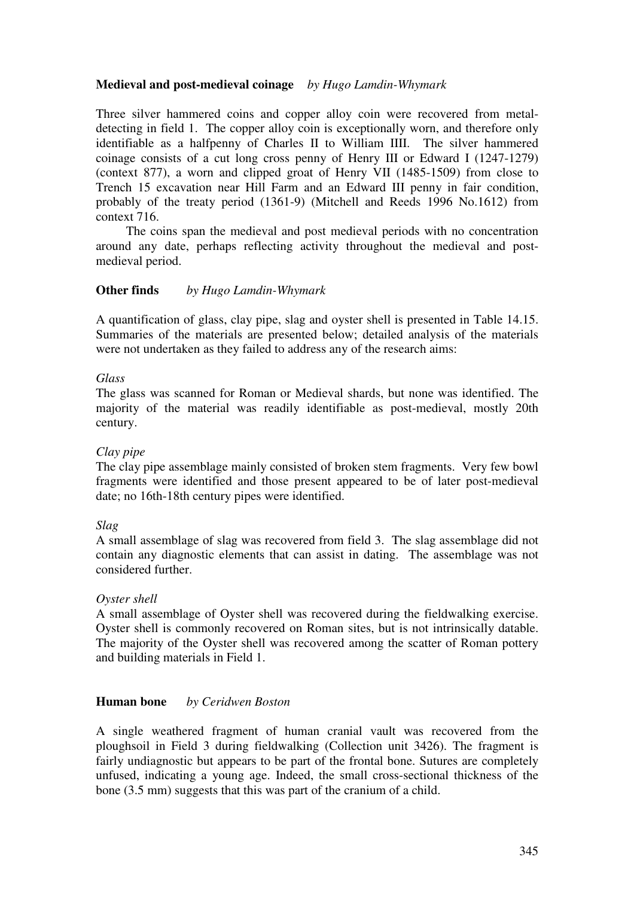**Medieval and post-medieval coinage** *by Hugo Lamdin-Whymark*

Three silver hammered coins and copper alloy coin were recovered from metal-detecting in field 1. The copper alloy coin is exceptionally worn, and therefore only identifiable as a halfpenny of Charles II to William IIII. The silver hammered coinage consists of a cut long cross penny of Henry III or Edward I (1247-1279) (context 877), a worn and clipped groat of Henry VII (1485-1509) from close to Trench 15 excavation near Hill Farm and an Edward III penny in fair condition, probably of the treaty period (1361-9) (Mitchell and Reeds 1996 No.1612) from context 716.

The coins span the medieval and post medieval periods with no concentration around any date, perhaps reflecting activity throughout the medieval and post-medieval period.

**Other finds** *by Hugo Lamdin-Whymark*

A quantification of glass, clay pipe, slag and oyster shell is presented in Table 14.15. Summaries of the materials are presented below; detailed analysis of the materials were not undertaken as they failed to address any of the research aims:

*Glass*

The glass was scanned for Roman or Medieval shards, but none was identified. The majority of the material was readily identifiable as post-medieval, mostly 20th century.

*Clay pipe*

The clay pipe assemblage mainly consisted of broken stem fragments. Very few bowl fragments were identified and those present appeared to be of later post-medieval date; no 16th-18th century pipes were identified.

*Slag*

A small assemblage of slag was recovered from field 3. The slag assemblage did not contain any diagnostic elements that can assist in dating. The assemblage was not considered further.

*Oyster shell*

A small assemblage of Oyster shell was recovered during the fieldwalking exercise. Oyster shell is commonly recovered on Roman sites, but is not intrinsically datable. The majority of the Oyster shell was recovered among the scatter of Roman pottery and building materials in Field 1.

**Human bone** *by Ceridwen Boston*

A single weathered fragment of human cranial vault was recovered from the ploughsoil in Field 3 during fieldwalking (Collection unit 3426). The fragment is fairly undiagnostic but appears to be part of the frontal bone. Sutures are completely unfused, indicating a young age. Indeed, the small cross-sectional thickness of the bone (3.5 mm) suggests that this was part of the cranium of a child.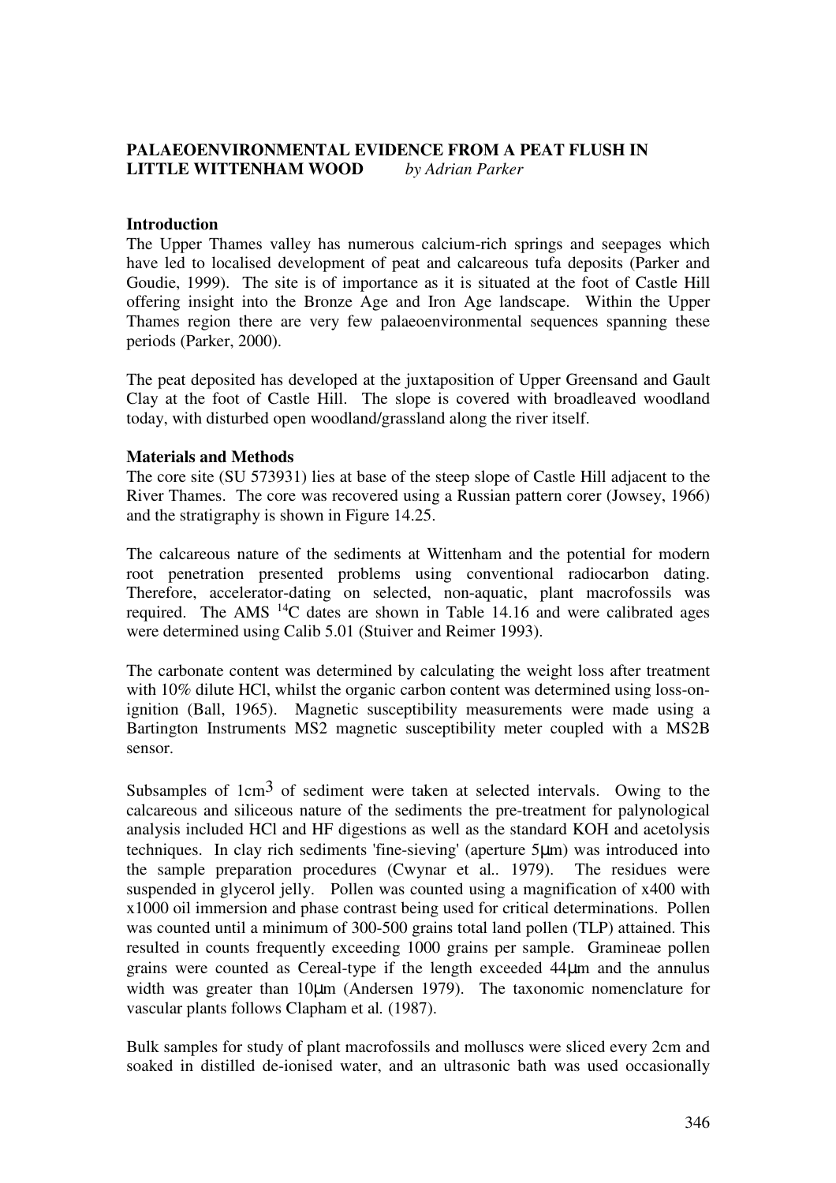**PALAEOENVIRONMENTAL EVIDENCE FROM A PEAT FLUSH IN LITTLE WITTENHAM WOOD** *by Adrian Parker*

**Introduction**

The Upper Thames valley has numerous calcium-rich springs and seepages which have led to localised development of peat and calcareous tufa deposits (Parker and Goudie, 1999). The site is of importance as it is situated at the foot of Castle Hill offering insight into the Bronze Age and Iron Age landscape. Within the Upper Thames region there are very few palaeoenvironmental sequences spanning these periods (Parker, 2000).

The peat deposited has developed at the juxtaposition of Upper Greensand and Gault Clay at the foot of Castle Hill. The slope is covered with broadleaved woodland today, with disturbed open woodland/grassland along the river itself.

**Materials and Methods**

The core site (SU 573931) lies at base of the steep slope of Castle Hill adjacent to the River Thames. The core was recovered using a Russian pattern corer (Jowsey, 1966) and the stratigraphy is shown in Figure 14.25.

The calcareous nature of the sediments at Wittenham and the potential for modern root penetration presented problems using conventional radiocarbon dating. Therefore, accelerator-dating on selected, non-aquatic, plant macrofossils was required. The AMS $^{14}C$ dates are shown in Table 14.16 and were calibrated ages were determined using Calib 5.01 (Stuiver and Reimer 1993).

The carbonate content was determined by calculating the weight loss after treatment with 10% dilute HCl, whilst the organic carbon content was determined using loss-on-ignition (Ball, 1965). Magnetic susceptibility measurements were made using a Bartington Instruments MS2 magnetic susceptibility meter coupled with a MS2B sensor.

Subsamples of 1cm$^3$ of sediment were taken at selected intervals. Owing to the calcareous and siliceous nature of the sediments the pre-treatment for palynological analysis included HCl and HF digestions as well as the standard KOH and acetolysis techniques. In clay rich sediments 'fine-sieving' (aperture 5µm) was introduced into the sample preparation procedures (Cwynar et al.. 1979). The residues were suspended in glycerol jelly. Pollen was counted using a magnification of x400 with x1000 oil immersion and phase contrast being used for critical determinations. Pollen was counted until a minimum of 300-500 grains total land pollen (TLP) attained. This resulted in counts frequently exceeding 1000 grains per sample. Gramineae pollen grains were counted as Cereal-type if the length exceeded 44µm and the annulus width was greater than 10µm (Andersen 1979). The taxonomic nomenclature for vascular plants follows Clapham et al*.* (1987).

Bulk samples for study of plant macrofossils and molluscs were sliced every 2cm and soaked in distilled de-ionised water, and an ultrasonic bath was used occasionally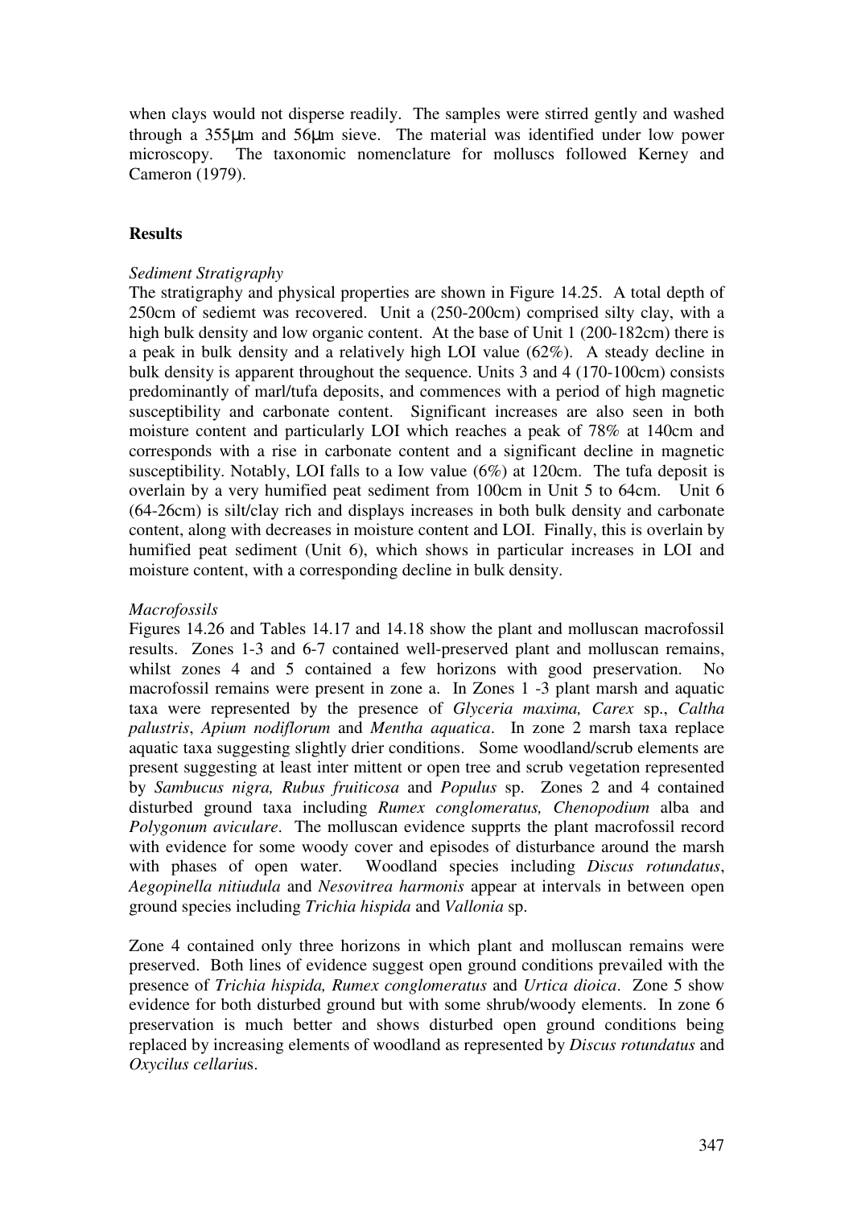when clays would not disperse readily. The samples were stirred gently and washed through a 355µm and 56µm sieve. The material was identified under low power microscopy. The taxonomic nomenclature for molluscs followed Kerney and Cameron (1979).

## Results

*Sediment Stratigraphy*

The stratigraphy and physical properties are shown in Figure 14.25. A total depth of 250cm of sediemt was recovered. Unit a (250-200cm) comprised silty clay, with a high bulk density and low organic content. At the base of Unit 1 (200-182cm) there is a peak in bulk density and a relatively high LOI value (62%). A steady decline in bulk density is apparent throughout the sequence. Units 3 and 4 (170-100cm) consists predominantly of marl/tufa deposits, and commences with a period of high magnetic susceptibility and carbonate content. Significant increases are also seen in both moisture content and particularly LOI which reaches a peak of 78% at 140cm and corresponds with a rise in carbonate content and a significant decline in magnetic susceptibility. Notably, LOI falls to a Iow value (6%) at 120cm. The tufa deposit is overlain by a very humified peat sediment from 100cm in Unit 5 to 64cm. Unit 6 (64-26cm) is silt/clay rich and displays increases in both bulk density and carbonate content, along with decreases in moisture content and LOI. Finally, this is overlain by humified peat sediment (Unit 6), which shows in particular increases in LOI and moisture content, with a corresponding decline in bulk density.

*Macrofossils*

Figures 14.26 and Tables 14.17 and 14.18 show the plant and molluscan macrofossil results. Zones 1-3 and 6-7 contained well-preserved plant and molluscan remains, whilst zones 4 and 5 contained a few horizons with good preservation. No macrofossil remains were present in zone a. In Zones 1 -3 plant marsh and aquatic taxa were represented by the presence of *Glyceria maxima, Carex* sp., *Caltha palustris*, *Apium nodiflorum* and *Mentha aquatica*. In zone 2 marsh taxa replace aquatic taxa suggesting slightly drier conditions. Some woodland/scrub elements are present suggesting at least inter mittent or open tree and scrub vegetation represented by *Sambucus nigra, Rubus fruiticosa* and *Populus* sp. Zones 2 and 4 contained disturbed ground taxa including *Rumex conglomeratus, Chenopodium* alba and *Polygonum aviculare*. The molluscan evidence supprts the plant macrofossil record with evidence for some woody cover and episodes of disturbance around the marsh with phases of open water. Woodland species including *Discus rotundatus*, *Aegopinella nitiudula* and *Nesovitrea harmonis* appear at intervals in between open ground species including *Trichia hispida* and *Vallonia* sp.

Zone 4 contained only three horizons in which plant and molluscan remains were preserved. Both lines of evidence suggest open ground conditions prevailed with the presence of *Trichia hispida, Rumex conglomeratus* and *Urtica dioica*. Zone 5 show evidence for both disturbed ground but with some shrub/woody elements. In zone 6 preservation is much better and shows disturbed open ground conditions being replaced by increasing elements of woodland as represented by *Discus rotundatus* and *Oxycilus cellarius*.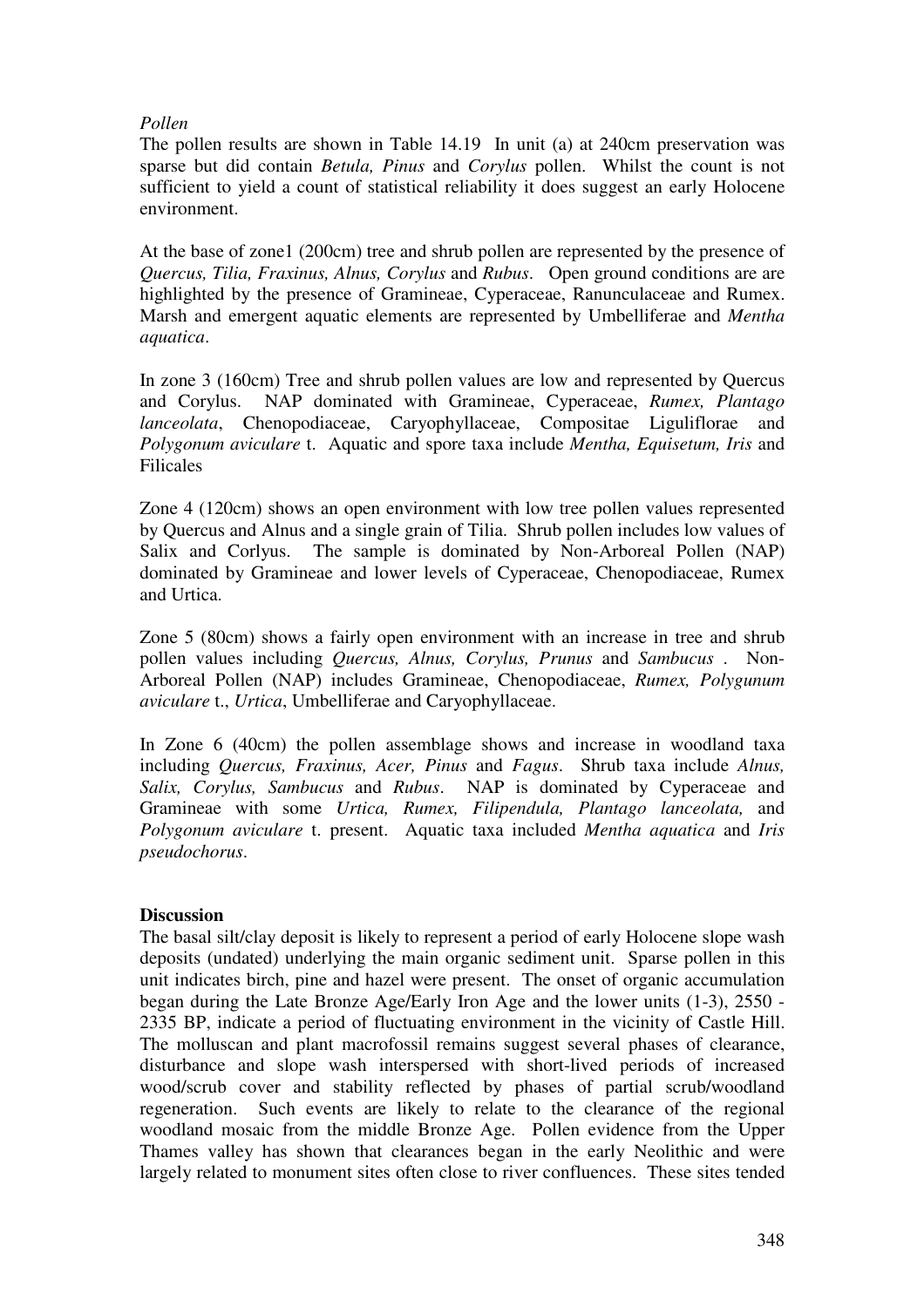*Pollen*

The pollen results are shown in Table 14.19 In unit (a) at 240cm preservation was sparse but did contain *Betula, Pinus* and *Corylus* pollen. Whilst the count is not sufficient to yield a count of statistical reliability it does suggest an early Holocene environment.

At the base of zone1 (200cm) tree and shrub pollen are represented by the presence of *Quercus, Tilia, Fraxinus, Alnus, Corylus* and *Rubus*. Open ground conditions are are highlighted by the presence of Gramineae, Cyperaceae, Ranunculaceae and Rumex. Marsh and emergent aquatic elements are represented by Umbelliferae and *Mentha aquatica*.

In zone 3 (160cm) Tree and shrub pollen values are low and represented by Quercus and Corylus. NAP dominated with Gramineae, Cyperaceae, *Rumex, Plantago lanceolata*, Chenopodiaceae, Caryophyllaceae, Compositae Liguliflorae and *Polygonum aviculare* t. Aquatic and spore taxa include *Mentha, Equisetum, Iris* and Filicales

Zone 4 (120cm) shows an open environment with low tree pollen values represented by Quercus and Alnus and a single grain of Tilia. Shrub pollen includes low values of Salix and Corlyus. The sample is dominated by Non-Arboreal Pollen (NAP) dominated by Gramineae and lower levels of Cyperaceae, Chenopodiaceae, Rumex and Urtica.

Zone 5 (80cm) shows a fairly open environment with an increase in tree and shrub pollen values including *Quercus, Alnus, Corylus, Prunus* and *Sambucus* . Non-Arboreal Pollen (NAP) includes Gramineae, Chenopodiaceae, *Rumex, Polygunum aviculare* t., *Urtica*, Umbelliferae and Caryophyllaceae.

In Zone 6 (40cm) the pollen assemblage shows and increase in woodland taxa including *Quercus, Fraxinus, Acer, Pinus* and *Fagus*. Shrub taxa include *Alnus, Salix, Corylus, Sambucus* and *Rubus*. NAP is dominated by Cyperaceae and Gramineae with some *Urtica, Rumex, Filipendula, Plantago lanceolata,* and *Polygonum aviculare* t. present. Aquatic taxa included *Mentha aquatica* and *Iris pseudochorus*.

**Discussion**

The basal silt/clay deposit is likely to represent a period of early Holocene slope wash deposits (undated) underlying the main organic sediment unit. Sparse pollen in this unit indicates birch, pine and hazel were present. The onset of organic accumulation began during the Late Bronze Age/Early Iron Age and the lower units (1-3), 2550 - 2335 BP, indicate a period of fluctuating environment in the vicinity of Castle Hill. The molluscan and plant macrofossil remains suggest several phases of clearance, disturbance and slope wash interspersed with short-lived periods of increased wood/scrub cover and stability reflected by phases of partial scrub/woodland regeneration. Such events are likely to relate to the clearance of the regional woodland mosaic from the middle Bronze Age. Pollen evidence from the Upper Thames valley has shown that clearances began in the early Neolithic and were largely related to monument sites often close to river confluences. These sites tended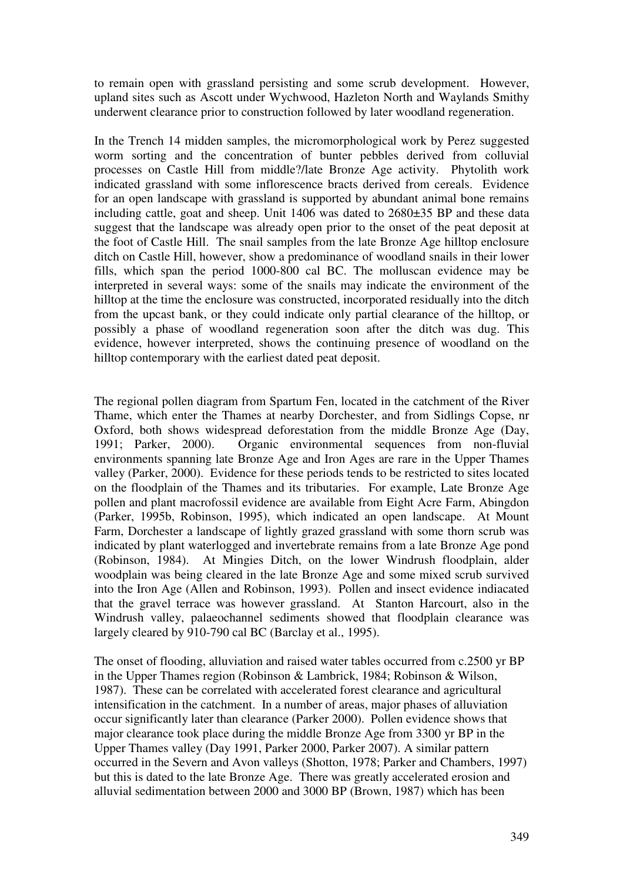to remain open with grassland persisting and some scrub development. However, upland sites such as Ascott under Wychwood, Hazleton North and Waylands Smithy underwent clearance prior to construction followed by later woodland regeneration.

In the Trench 14 midden samples, the micromorphological work by Perez suggested worm sorting and the concentration of bunter pebbles derived from colluvial processes on Castle Hill from middle?/late Bronze Age activity. Phytolith work indicated grassland with some inflorescence bracts derived from cereals. Evidence for an open landscape with grassland is supported by abundant animal bone remains including cattle, goat and sheep. Unit 1406 was dated to 2680±35 BP and these data suggest that the landscape was already open prior to the onset of the peat deposit at the foot of Castle Hill. The snail samples from the late Bronze Age hilltop enclosure ditch on Castle Hill, however, show a predominance of woodland snails in their lower fills, which span the period 1000-800 cal BC. The molluscan evidence may be interpreted in several ways: some of the snails may indicate the environment of the hilltop at the time the enclosure was constructed, incorporated residually into the ditch from the upcast bank, or they could indicate only partial clearance of the hilltop, or possibly a phase of woodland regeneration soon after the ditch was dug. This evidence, however interpreted, shows the continuing presence of woodland on the hilltop contemporary with the earliest dated peat deposit.

The regional pollen diagram from Spartum Fen, located in the catchment of the River Thame, which enter the Thames at nearby Dorchester, and from Sidlings Copse, nr Oxford, both shows widespread deforestation from the middle Bronze Age (Day, 1991; Parker, 2000). Organic environmental sequences from non-fluvial environments spanning late Bronze Age and Iron Ages are rare in the Upper Thames valley (Parker, 2000). Evidence for these periods tends to be restricted to sites located on the floodplain of the Thames and its tributaries. For example, Late Bronze Age pollen and plant macrofossil evidence are available from Eight Acre Farm, Abingdon (Parker, 1995b, Robinson, 1995), which indicated an open landscape. At Mount Farm, Dorchester a landscape of lightly grazed grassland with some thorn scrub was indicated by plant waterlogged and invertebrate remains from a late Bronze Age pond (Robinson, 1984). At Mingies Ditch, on the lower Windrush floodplain, alder woodplain was being cleared in the late Bronze Age and some mixed scrub survived into the Iron Age (Allen and Robinson, 1993). Pollen and insect evidence indiacated that the gravel terrace was however grassland. At Stanton Harcourt, also in the Windrush valley, palaeochannel sediments showed that floodplain clearance was largely cleared by 910-790 cal BC (Barclay et al., 1995).

The onset of flooding, alluviation and raised water tables occurred from c.2500 yr BP in the Upper Thames region (Robinson & Lambrick, 1984; Robinson & Wilson, 1987). These can be correlated with accelerated forest clearance and agricultural intensification in the catchment. In a number of areas, major phases of alluviation occur significantly later than clearance (Parker 2000). Pollen evidence shows that major clearance took place during the middle Bronze Age from 3300 yr BP in the Upper Thames valley (Day 1991, Parker 2000, Parker 2007). A similar pattern occurred in the Severn and Avon valleys (Shotton, 1978; Parker and Chambers, 1997) but this is dated to the late Bronze Age. There was greatly accelerated erosion and alluvial sedimentation between 2000 and 3000 BP (Brown, 1987) which has been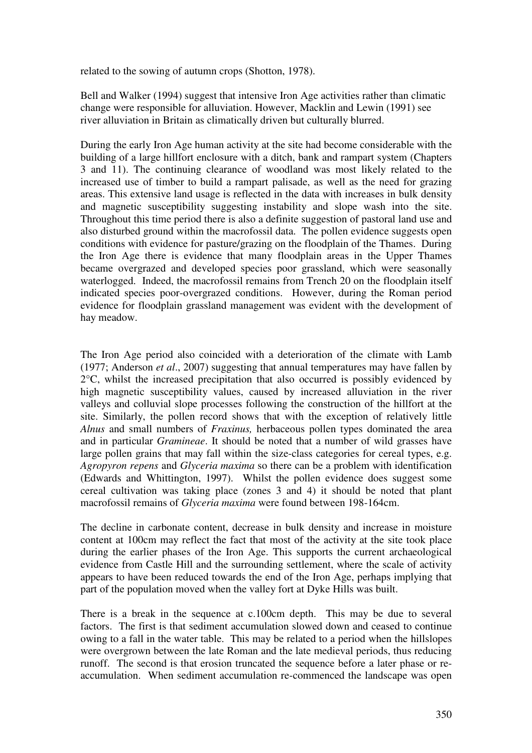related to the sowing of autumn crops (Shotton, 1978).

Bell and Walker (1994) suggest that intensive Iron Age activities rather than climatic change were responsible for alluviation. However, Macklin and Lewin (1991) see river alluviation in Britain as climatically driven but culturally blurred.

During the early Iron Age human activity at the site had become considerable with the building of a large hillfort enclosure with a ditch, bank and rampart system (Chapters 3 and 11). The continuing clearance of woodland was most likely related to the increased use of timber to build a rampart palisade, as well as the need for grazing areas. This extensive land usage is reflected in the data with increases in bulk density and magnetic susceptibility suggesting instability and slope wash into the site. Throughout this time period there is also a definite suggestion of pastoral land use and also disturbed ground within the macrofossil data. The pollen evidence suggests open conditions with evidence for pasture/grazing on the floodplain of the Thames. During the Iron Age there is evidence that many floodplain areas in the Upper Thames became overgrazed and developed species poor grassland, which were seasonally waterlogged. Indeed, the macrofossil remains from Trench 20 on the floodplain itself indicated species poor-overgrazed conditions. However, during the Roman period evidence for floodplain grassland management was evident with the development of hay meadow.

The Iron Age period also coincided with a deterioration of the climate with Lamb (1977; Anderson *et al*., 2007) suggesting that annual temperatures may have fallen by 2°C, whilst the increased precipitation that also occurred is possibly evidenced by high magnetic susceptibility values, caused by increased alluviation in the river valleys and colluvial slope processes following the construction of the hillfort at the site. Similarly, the pollen record shows that with the exception of relatively little *Alnus* and small numbers of *Fraxinus,* herbaceous pollen types dominated the area and in particular *Gramineae*. It should be noted that a number of wild grasses have large pollen grains that may fall within the size-class categories for cereal types, e.g. *Agropyron repens* and *Glyceria maxima* so there can be a problem with identification (Edwards and Whittington, 1997). Whilst the pollen evidence does suggest some cereal cultivation was taking place (zones 3 and 4) it should be noted that plant macrofossil remains of *Glyceria maxima* were found between 198-164cm.

The decline in carbonate content, decrease in bulk density and increase in moisture content at 100cm may reflect the fact that most of the activity at the site took place during the earlier phases of the Iron Age. This supports the current archaeological evidence from Castle Hill and the surrounding settlement, where the scale of activity appears to have been reduced towards the end of the Iron Age, perhaps implying that part of the population moved when the valley fort at Dyke Hills was built.

There is a break in the sequence at c.100cm depth. This may be due to several factors. The first is that sediment accumulation slowed down and ceased to continue owing to a fall in the water table. This may be related to a period when the hillslopes were overgrown between the late Roman and the late medieval periods, thus reducing runoff. The second is that erosion truncated the sequence before a later phase or re-accumulation. When sediment accumulation re-commenced the landscape was open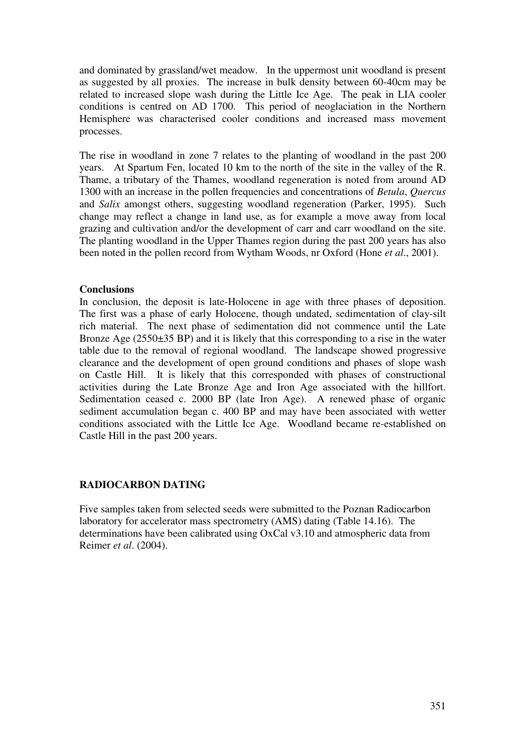and dominated by grassland/wet meadow. In the uppermost unit woodland is present as suggested by all proxies. The increase in bulk density between 60-40cm may be related to increased slope wash during the Little Ice Age. The peak in LIA cooler conditions is centred on AD 1700. This period of neoglaciation in the Northern Hemisphere was characterised cooler conditions and increased mass movement processes.

The rise in woodland in zone 7 relates to the planting of woodland in the past 200 years. At Spartum Fen, located 10 km to the north of the site in the valley of the R. Thame, a tributary of the Thames, woodland regeneration is noted from around AD 1300 with an increase in the pollen frequencies and concentrations of *Betula*, *Quercus* and *Salix* amongst others, suggesting woodland regeneration (Parker, 1995). Such change may reflect a change in land use, as for example a move away from local grazing and cultivation and/or the development of carr and carr woodland on the site. The planting woodland in the Upper Thames region during the past 200 years has also been noted in the pollen record from Wytham Woods, nr Oxford (Hone *et al*., 2001).

**Conclusions**

In conclusion, the deposit is late-Holocene in age with three phases of deposition. The first was a phase of early Holocene, though undated, sedimentation of clay-silt rich material. The next phase of sedimentation did not commence until the Late Bronze Age (2550±35 BP) and it is likely that this corresponding to a rise in the water table due to the removal of regional woodland. The landscape showed progressive clearance and the development of open ground conditions and phases of slope wash on Castle Hill. It is likely that this corresponded with phases of constructional activities during the Late Bronze Age and Iron Age associated with the hillfort. Sedimentation ceased c. 2000 BP (late Iron Age). A renewed phase of organic sediment accumulation began c. 400 BP and may have been associated with wetter conditions associated with the Little Ice Age. Woodland became re-established on Castle Hill in the past 200 years.

## RADIOCARBON DATING

Five samples taken from selected seeds were submitted to the Poznan Radiocarbon laboratory for accelerator mass spectrometry (AMS) dating (Table 14.16). The determinations have been calibrated using OxCal v3.10 and atmospheric data from Reimer *et al*. (2004).